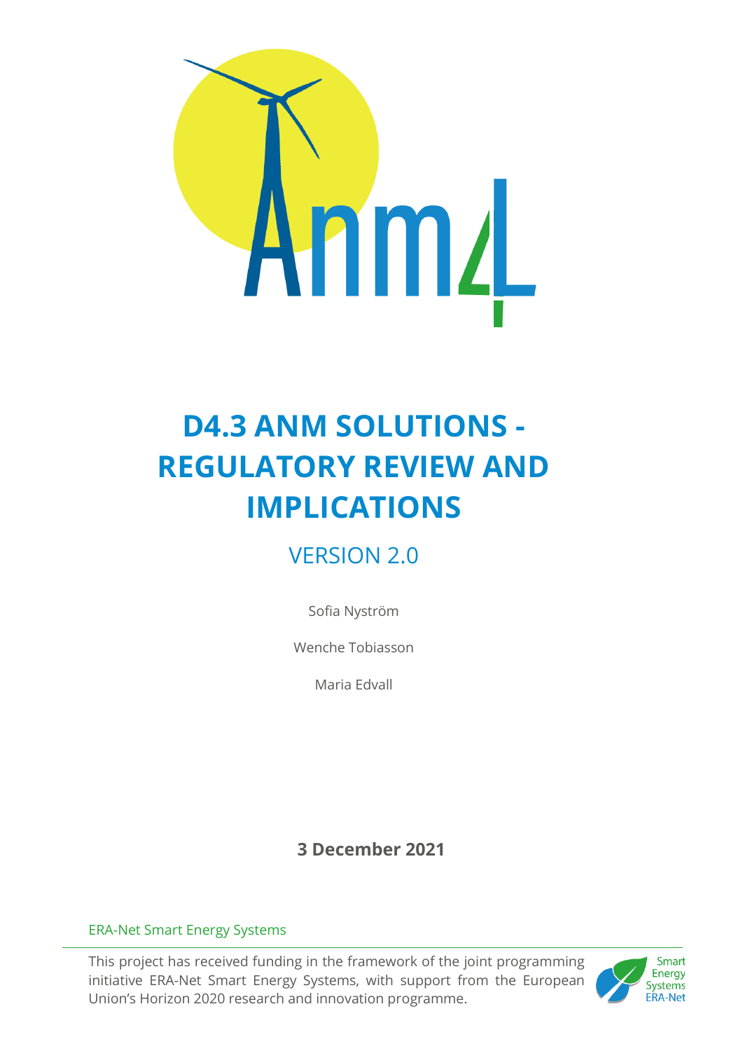# D4.3 ANM SOLUTIONS - REGULATORY REVIEW AND IMPLICATIONS

## VERSION 2.0

Sofia Nyström

Wenche Tobiasson

Maria Edvall

**3 December 2021**

ERA-Net Smart Energy Systems

This project has received funding in the framework of the joint programming initiative ERA-Net Smart Energy Systems, with support from the European Union's Horizon 2020 research and innovation programme.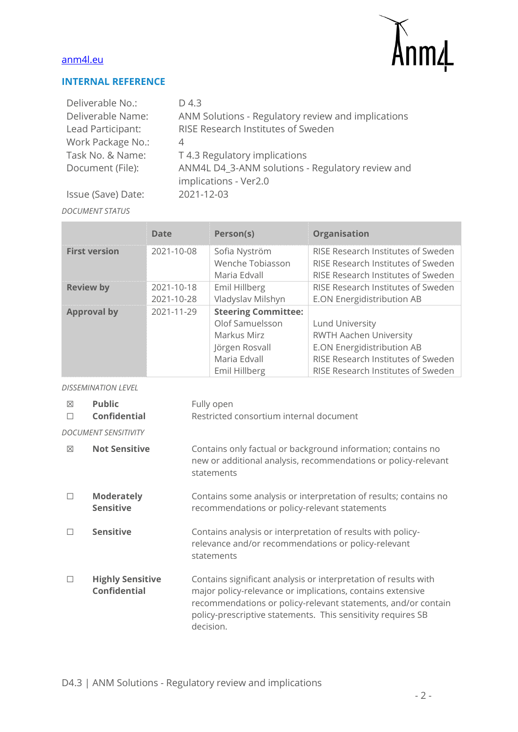anm4l.eu

## INTERNAL REFERENCE

| | |
|---|---|
| Deliverable No.: | D 4.3 |
| Deliverable Name: | ANM Solutions - Regulatory review and implications |
| Lead Participant: | RISE Research Institutes of Sweden |
| Work Package No.: | 4 |
| Task No. & Name: | T 4.3 Regulatory implications |
| Document (File): | ANM4L D4_3-ANM solutions - Regulatory review and implications - Ver2.0 |
| Issue (Save) Date: | 2021-12-03 |

*DOCUMENT STATUS*

| | Date | Person(s) | Organisation |
|---|---|---|---|
| **First version** | 2021-10-08 | Sofia Nyström<br>Wenche Tobiasson<br>Maria Edvall | RISE Research Institutes of Sweden<br>RISE Research Institutes of Sweden<br>RISE Research Institutes of Sweden |
| **Review by** | 2021-10-18<br>2021-10-28 | Emil Hillberg<br>Vladyslav Milshyn | RISE Research Institutes of Sweden<br>E.ON Energidistribution AB |
| **Approval by** | 2021-11-29 | **Steering Committee:**<br>Olof Samuelsson<br>Markus Mirz<br>Jörgen Rosvall<br>Maria Edvall<br>Emil Hillberg | <br>Lund University<br>RWTH Aachen University<br>E.ON Energidistribution AB<br>RISE Research Institutes of Sweden<br>RISE Research Institutes of Sweden |

*DISSEMINATION LEVEL*

| | | |
|---|---|---|
| ☒ | **Public** | Fully open |
| ☐ | **Confidential** | Restricted consortium internal document |

*DOCUMENT SENSITIVITY*

| | | |
|---|---|---|
| ☒ | **Not Sensitive** | Contains only factual or background information; contains no new or additional analysis, recommendations or policy-relevant statements |
| ☐ | **Moderately Sensitive** | Contains some analysis or interpretation of results; contains no recommendations or policy-relevant statements |
| ☐ | **Sensitive** | Contains analysis or interpretation of results with policy-relevance and/or recommendations or policy-relevant statements |
| ☐ | **Highly Sensitive Confidential** | Contains significant analysis or interpretation of results with major policy-relevance or implications, contains extensive recommendations or policy-relevant statements, and/or contain policy-prescriptive statements. This sensitivity requires SB decision. |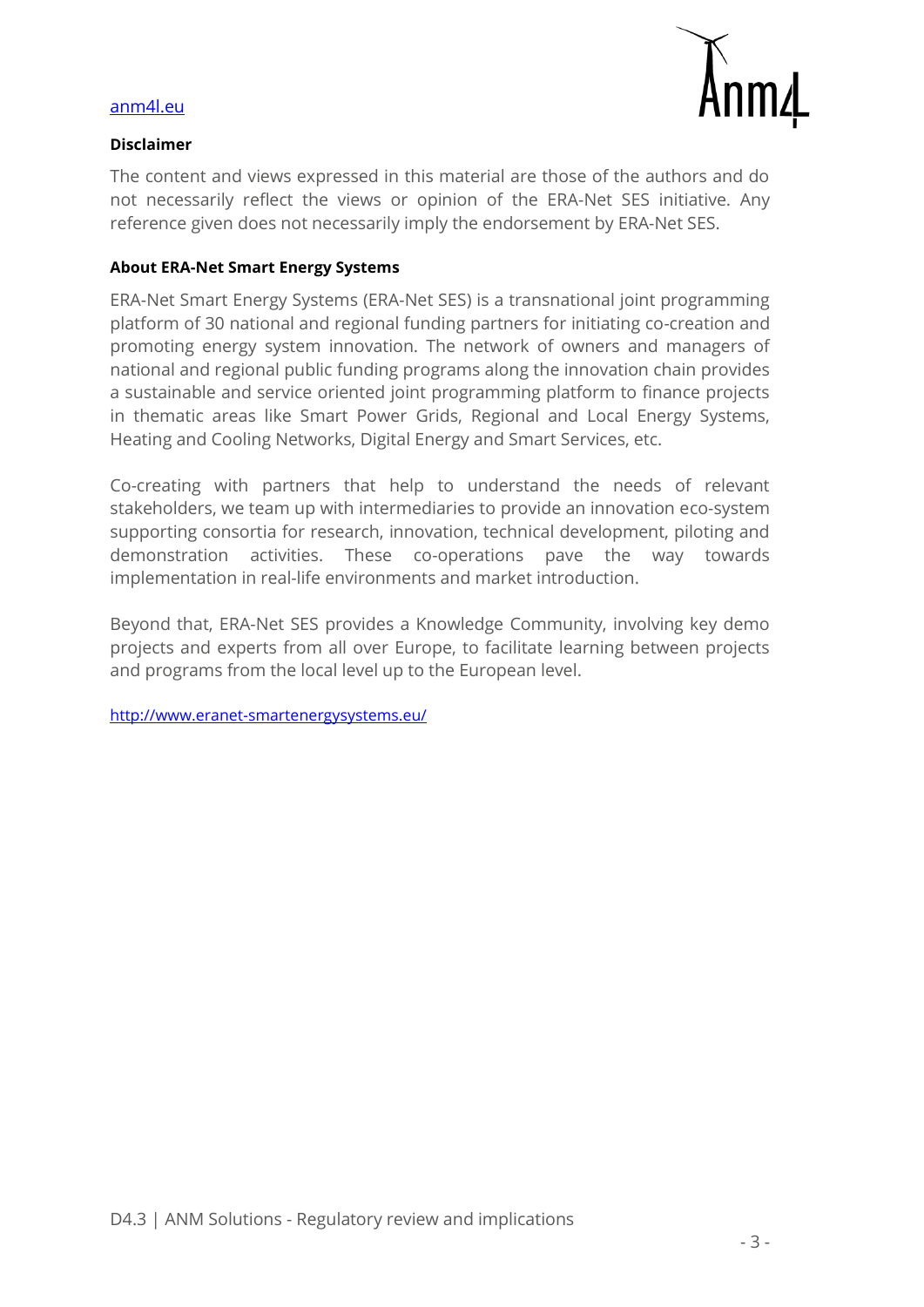[anm4l.eu](anm4l.eu)

**Disclaimer**

The content and views expressed in this material are those of the authors and do not necessarily reflect the views or opinion of the ERA-Net SES initiative. Any reference given does not necessarily imply the endorsement by ERA-Net SES.

**About ERA-Net Smart Energy Systems**

ERA-Net Smart Energy Systems (ERA-Net SES) is a transnational joint programming platform of 30 national and regional funding partners for initiating co-creation and promoting energy system innovation. The network of owners and managers of national and regional public funding programs along the innovation chain provides a sustainable and service oriented joint programming platform to finance projects in thematic areas like Smart Power Grids, Regional and Local Energy Systems, Heating and Cooling Networks, Digital Energy and Smart Services, etc.

Co-creating with partners that help to understand the needs of relevant stakeholders, we team up with intermediaries to provide an innovation eco-system supporting consortia for research, innovation, technical development, piloting and demonstration activities. These co-operations pave the way towards implementation in real-life environments and market introduction.

Beyond that, ERA-Net SES provides a Knowledge Community, involving key demo projects and experts from all over Europe, to facilitate learning between projects and programs from the local level up to the European level.

[http://www.eranet-smartenergysystems.eu/](http://www.eranet-smartenergysystems.eu/)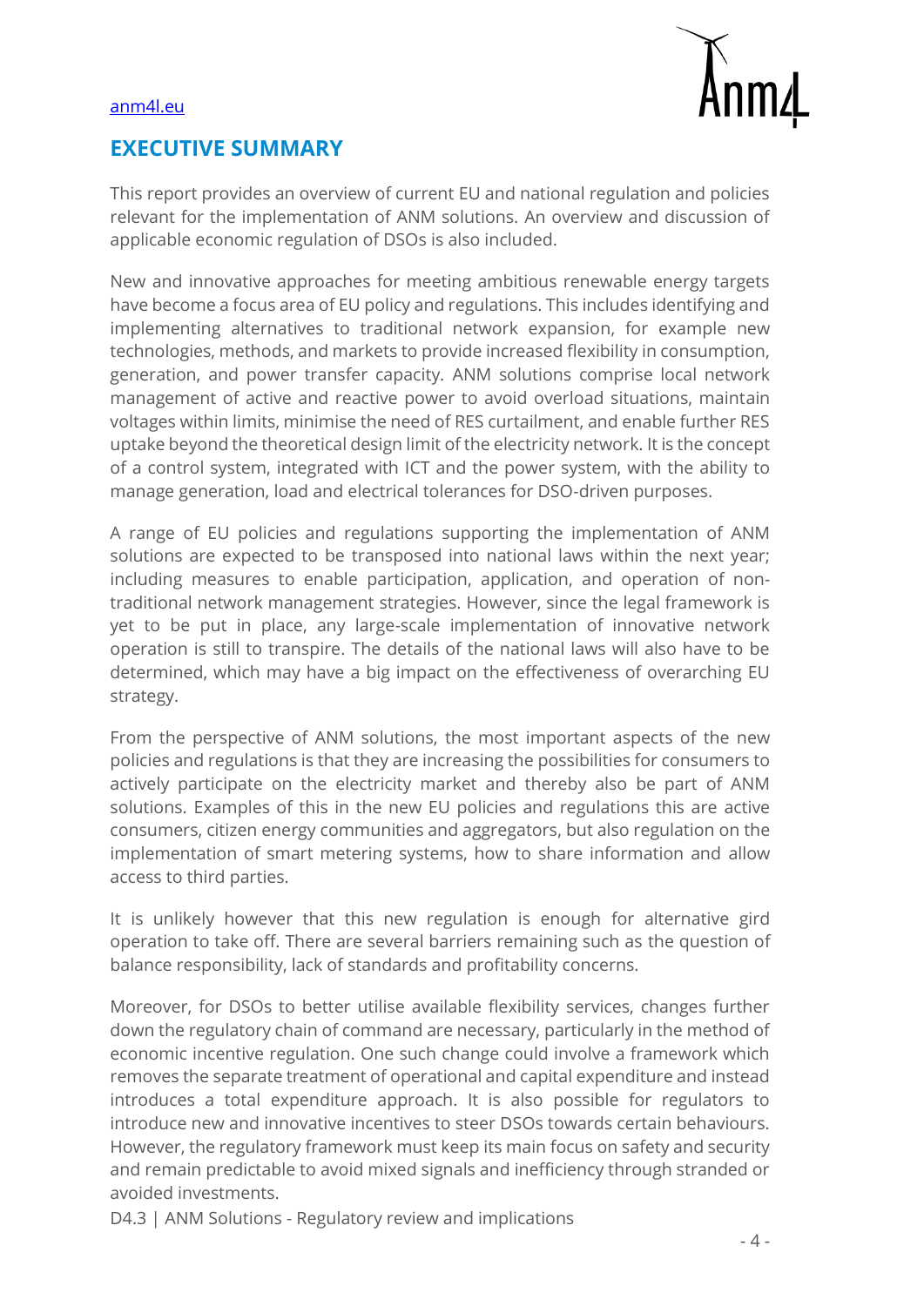# EXECUTIVE SUMMARY

This report provides an overview of current EU and national regulation and policies relevant for the implementation of ANM solutions. An overview and discussion of applicable economic regulation of DSOs is also included.

New and innovative approaches for meeting ambitious renewable energy targets have become a focus area of EU policy and regulations. This includes identifying and implementing alternatives to traditional network expansion, for example new technologies, methods, and markets to provide increased flexibility in consumption, generation, and power transfer capacity. ANM solutions comprise local network management of active and reactive power to avoid overload situations, maintain voltages within limits, minimise the need of RES curtailment, and enable further RES uptake beyond the theoretical design limit of the electricity network. It is the concept of a control system, integrated with ICT and the power system, with the ability to manage generation, load and electrical tolerances for DSO-driven purposes.

A range of EU policies and regulations supporting the implementation of ANM solutions are expected to be transposed into national laws within the next year; including measures to enable participation, application, and operation of non-traditional network management strategies. However, since the legal framework is yet to be put in place, any large-scale implementation of innovative network operation is still to transpire. The details of the national laws will also have to be determined, which may have a big impact on the effectiveness of overarching EU strategy.

From the perspective of ANM solutions, the most important aspects of the new policies and regulations is that they are increasing the possibilities for consumers to actively participate on the electricity market and thereby also be part of ANM solutions. Examples of this in the new EU policies and regulations this are active consumers, citizen energy communities and aggregators, but also regulation on the implementation of smart metering systems, how to share information and allow access to third parties.

It is unlikely however that this new regulation is enough for alternative gird operation to take off. There are several barriers remaining such as the question of balance responsibility, lack of standards and profitability concerns.

Moreover, for DSOs to better utilise available flexibility services, changes further down the regulatory chain of command are necessary, particularly in the method of economic incentive regulation. One such change could involve a framework which removes the separate treatment of operational and capital expenditure and instead introduces a total expenditure approach. It is also possible for regulators to introduce new and innovative incentives to steer DSOs towards certain behaviours. However, the regulatory framework must keep its main focus on safety and security and remain predictable to avoid mixed signals and inefficiency through stranded or avoided investments.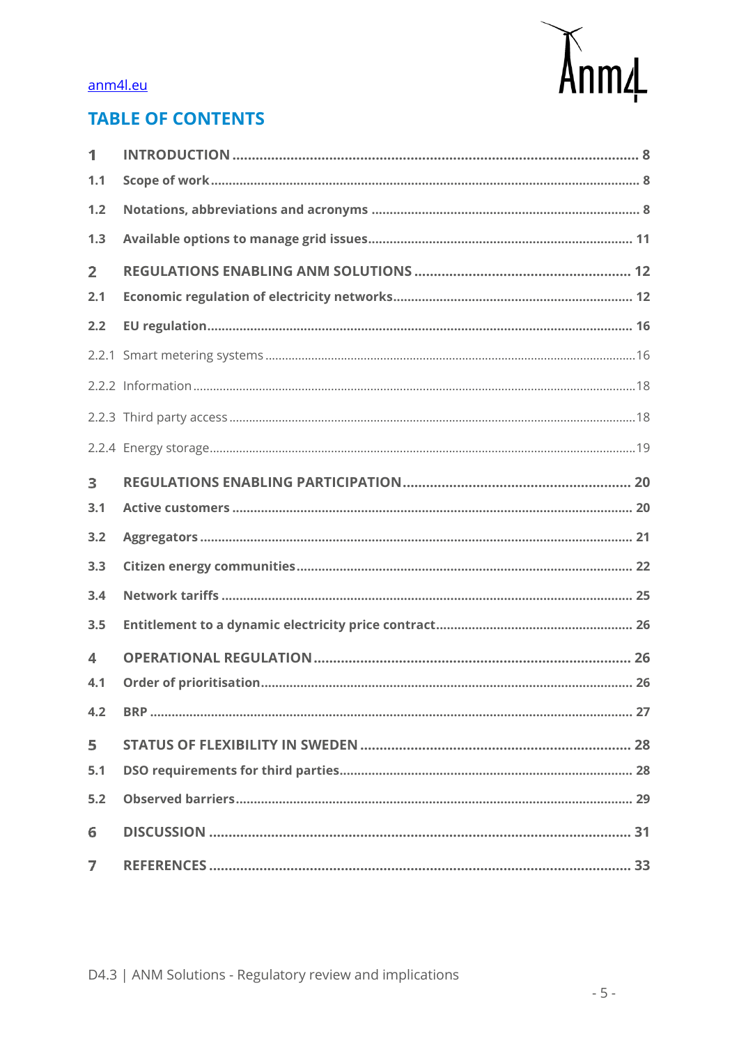anm4l.eu

## TABLE OF CONTENTS

1 INTRODUCTION ........ 8
1.1 Scope of work ........ 8
1.2 Notations, abbreviations and acronyms ........ 8
1.3 Available options to manage grid issues ........ 11
2 REGULATIONS ENABLING ANM SOLUTIONS ........ 12
2.1 Economic regulation of electricity networks ........ 12
2.2 EU regulation ........ 16
2.2.1 Smart metering systems ........ 16
2.2.2 Information ........ 18
2.2.3 Third party access ........ 18
2.2.4 Energy storage ........ 19
3 REGULATIONS ENABLING PARTICIPATION ........ 20
3.1 Active customers ........ 20
3.2 Aggregators ........ 21
3.3 Citizen energy communities ........ 22
3.4 Network tariffs ........ 25
3.5 Entitlement to a dynamic electricity price contract ........ 26
4 OPERATIONAL REGULATION ........ 26
4.1 Order of prioritisation ........ 26
4.2 BRP ........ 27
5 STATUS OF FLEXIBILITY IN SWEDEN ........ 28
5.1 DSO requirements for third parties ........ 28
5.2 Observed barriers ........ 29
6 DISCUSSION ........ 31
7 REFERENCES ........ 33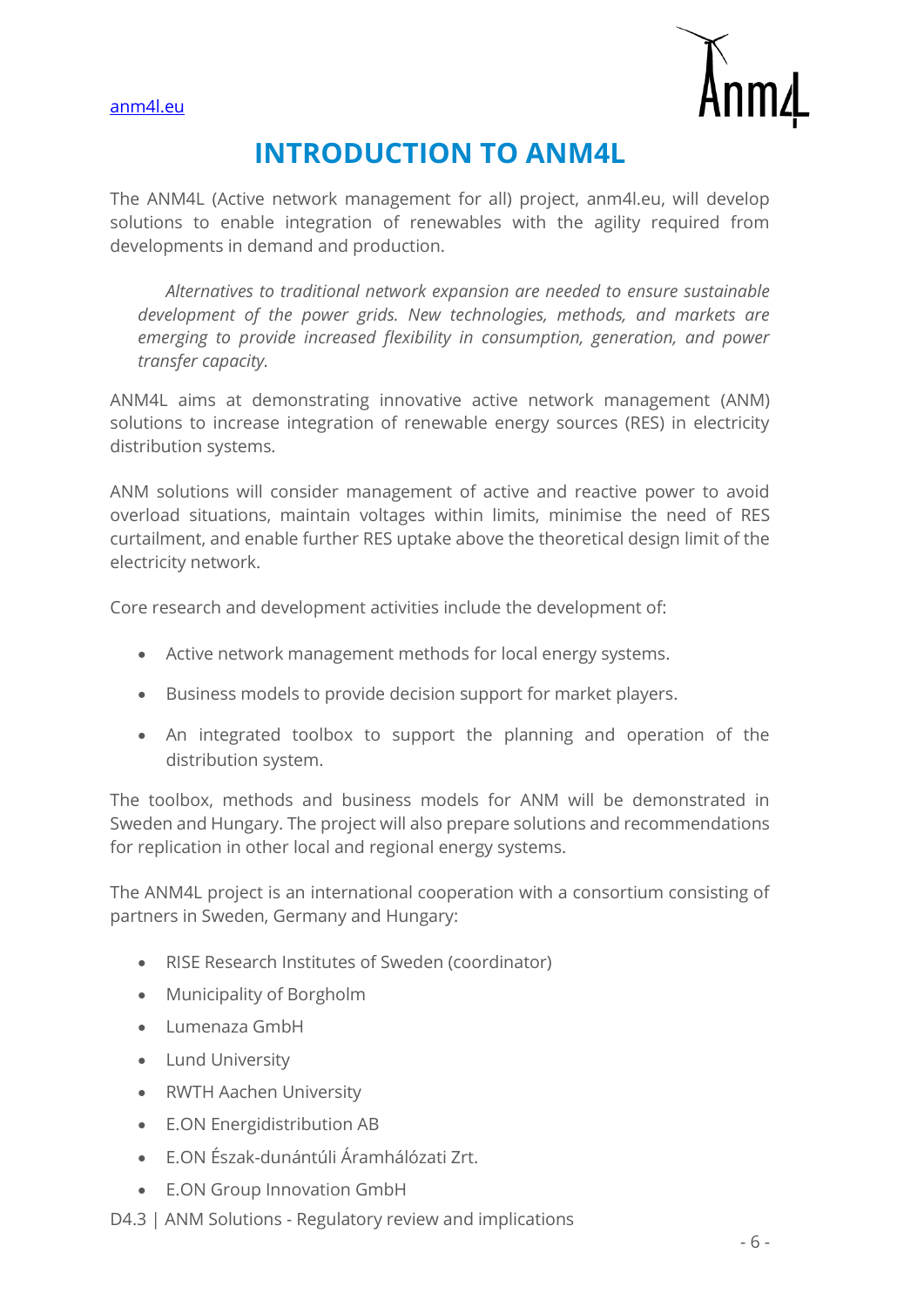# INTRODUCTION TO ANM4L

The ANM4L (Active network management for all) project, anm4l.eu, will develop solutions to enable integration of renewables with the agility required from developments in demand and production.

> *Alternatives to traditional network expansion are needed to ensure sustainable development of the power grids. New technologies, methods, and markets are emerging to provide increased flexibility in consumption, generation, and power transfer capacity.*

ANM4L aims at demonstrating innovative active network management (ANM) solutions to increase integration of renewable energy sources (RES) in electricity distribution systems.

ANM solutions will consider management of active and reactive power to avoid overload situations, maintain voltages within limits, minimise the need of RES curtailment, and enable further RES uptake above the theoretical design limit of the electricity network.

Core research and development activities include the development of:

- Active network management methods for local energy systems.
- Business models to provide decision support for market players.
- An integrated toolbox to support the planning and operation of the distribution system.

The toolbox, methods and business models for ANM will be demonstrated in Sweden and Hungary. The project will also prepare solutions and recommendations for replication in other local and regional energy systems.

The ANM4L project is an international cooperation with a consortium consisting of partners in Sweden, Germany and Hungary:

- RISE Research Institutes of Sweden (coordinator)
- Municipality of Borgholm
- Lumenaza GmbH
- Lund University
- RWTH Aachen University
- E.ON Energidistribution AB
- E.ON Észak-dunántúli Áramhálózati Zrt.
- E.ON Group Innovation GmbH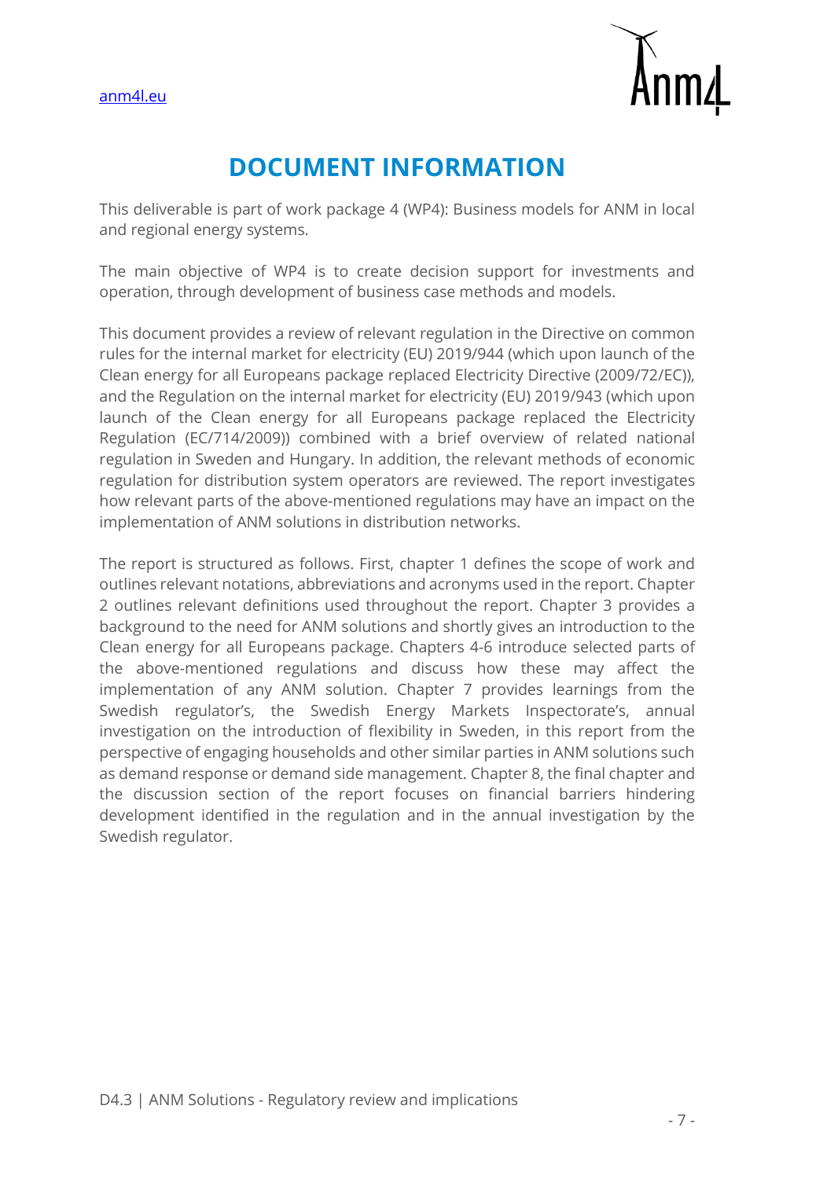# DOCUMENT INFORMATION

This deliverable is part of work package 4 (WP4): Business models for ANM in local and regional energy systems.

The main objective of WP4 is to create decision support for investments and operation, through development of business case methods and models.

This document provides a review of relevant regulation in the Directive on common rules for the internal market for electricity (EU) 2019/944 (which upon launch of the Clean energy for all Europeans package replaced Electricity Directive (2009/72/EC)), and the Regulation on the internal market for electricity (EU) 2019/943 (which upon launch of the Clean energy for all Europeans package replaced the Electricity Regulation (EC/714/2009)) combined with a brief overview of related national regulation in Sweden and Hungary. In addition, the relevant methods of economic regulation for distribution system operators are reviewed. The report investigates how relevant parts of the above-mentioned regulations may have an impact on the implementation of ANM solutions in distribution networks.

The report is structured as follows. First, chapter 1 defines the scope of work and outlines relevant notations, abbreviations and acronyms used in the report. Chapter 2 outlines relevant definitions used throughout the report. Chapter 3 provides a background to the need for ANM solutions and shortly gives an introduction to the Clean energy for all Europeans package. Chapters 4-6 introduce selected parts of the above-mentioned regulations and discuss how these may affect the implementation of any ANM solution. Chapter 7 provides learnings from the Swedish regulator's, the Swedish Energy Markets Inspectorate's, annual investigation on the introduction of flexibility in Sweden, in this report from the perspective of engaging households and other similar parties in ANM solutions such as demand response or demand side management. Chapter 8, the final chapter and the discussion section of the report focuses on financial barriers hindering development identified in the regulation and in the annual investigation by the Swedish regulator.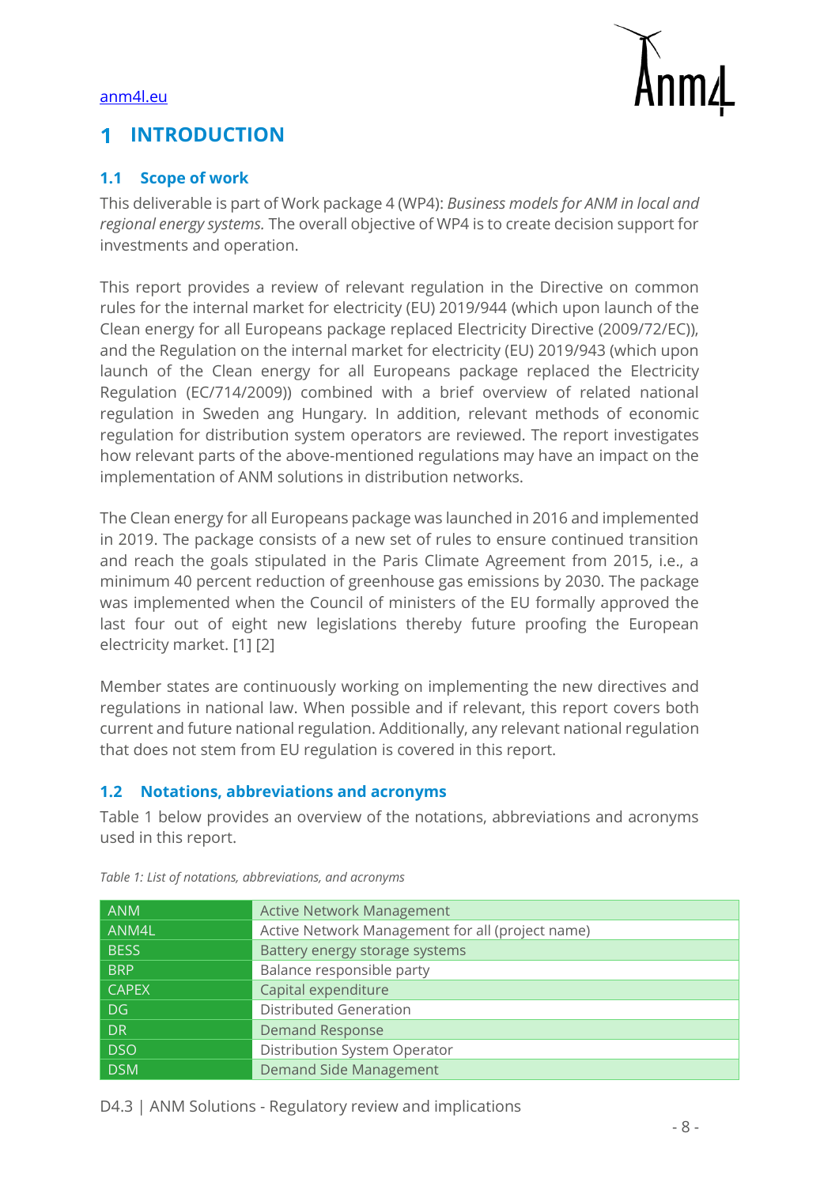# 1 INTRODUCTION

## 1.1 Scope of work

This deliverable is part of Work package 4 (WP4): *Business models for ANM in local and regional energy systems.* The overall objective of WP4 is to create decision support for investments and operation.

This report provides a review of relevant regulation in the Directive on common rules for the internal market for electricity (EU) 2019/944 (which upon launch of the Clean energy for all Europeans package replaced Electricity Directive (2009/72/EC)), and the Regulation on the internal market for electricity (EU) 2019/943 (which upon launch of the Clean energy for all Europeans package replaced the Electricity Regulation (EC/714/2009)) combined with a brief overview of related national regulation in Sweden ang Hungary. In addition, relevant methods of economic regulation for distribution system operators are reviewed. The report investigates how relevant parts of the above-mentioned regulations may have an impact on the implementation of ANM solutions in distribution networks.

The Clean energy for all Europeans package was launched in 2016 and implemented in 2019. The package consists of a new set of rules to ensure continued transition and reach the goals stipulated in the Paris Climate Agreement from 2015, i.e., a minimum 40 percent reduction of greenhouse gas emissions by 2030. The package was implemented when the Council of ministers of the EU formally approved the last four out of eight new legislations thereby future proofing the European electricity market. [1] [2]

Member states are continuously working on implementing the new directives and regulations in national law. When possible and if relevant, this report covers both current and future national regulation. Additionally, any relevant national regulation that does not stem from EU regulation is covered in this report.

## 1.2 Notations, abbreviations and acronyms

Table 1 below provides an overview of the notations, abbreviations and acronyms used in this report.

*Table 1: List of notations, abbreviations, and acronyms*

| | |
|---|---|
| ANM | Active Network Management |
| ANM4L | Active Network Management for all (project name) |
| BESS | Battery energy storage systems |
| BRP | Balance responsible party |
| CAPEX | Capital expenditure |
| DG | Distributed Generation |
| DR | Demand Response |
| DSO | Distribution System Operator |
| DSM | Demand Side Management |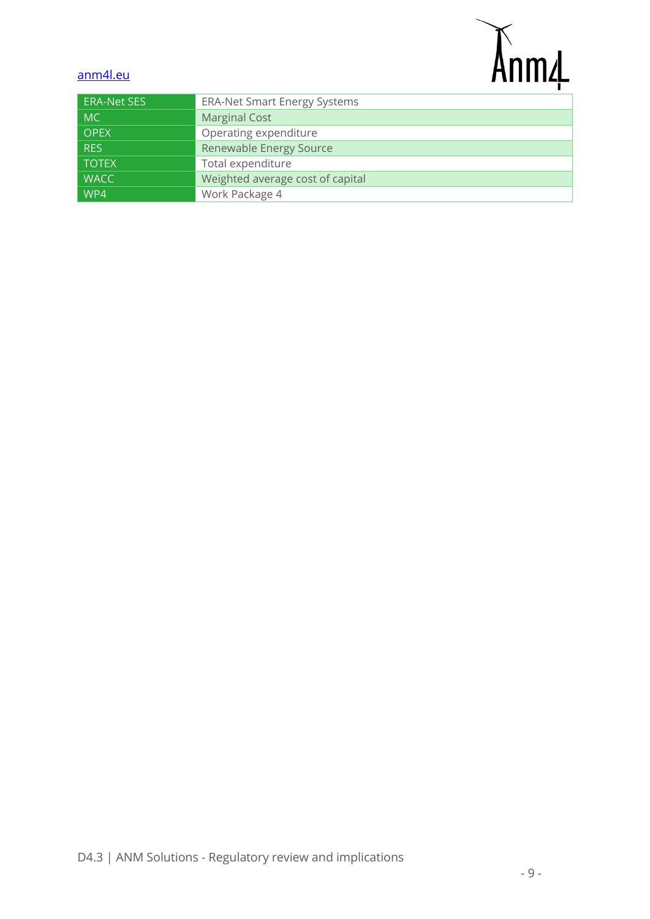| ERA-Net SES | ERA-Net Smart Energy Systems |
| --- | --- |
| MC | Marginal Cost |
| OPEX | Operating expenditure |
| RES | Renewable Energy Source |
| TOTEX | Total expenditure |
| WACC | Weighted average cost of capital |
| WP4 | Work Package 4 |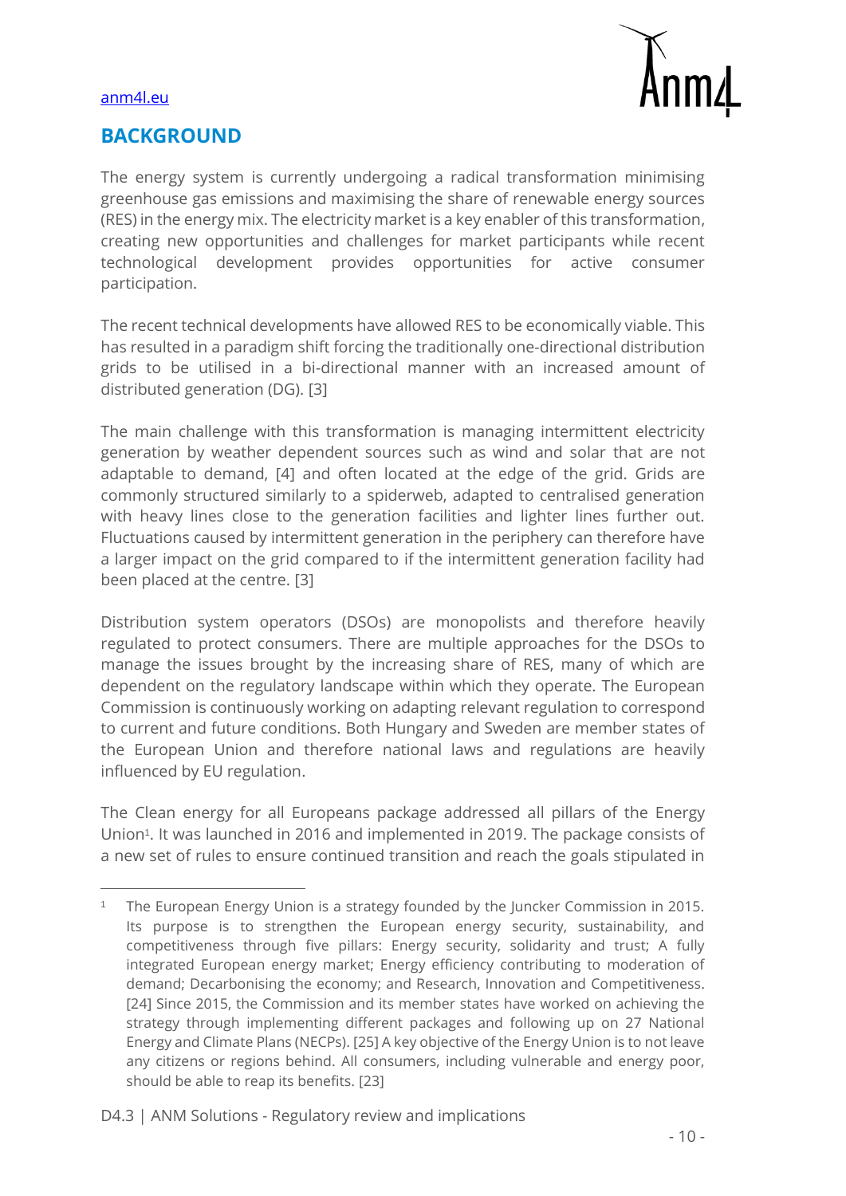## BACKGROUND

The energy system is currently undergoing a radical transformation minimising greenhouse gas emissions and maximising the share of renewable energy sources (RES) in the energy mix. The electricity market is a key enabler of this transformation, creating new opportunities and challenges for market participants while recent technological development provides opportunities for active consumer participation.

The recent technical developments have allowed RES to be economically viable. This has resulted in a paradigm shift forcing the traditionally one-directional distribution grids to be utilised in a bi-directional manner with an increased amount of distributed generation (DG). [3]

The main challenge with this transformation is managing intermittent electricity generation by weather dependent sources such as wind and solar that are not adaptable to demand, [4] and often located at the edge of the grid. Grids are commonly structured similarly to a spiderweb, adapted to centralised generation with heavy lines close to the generation facilities and lighter lines further out. Fluctuations caused by intermittent generation in the periphery can therefore have a larger impact on the grid compared to if the intermittent generation facility had been placed at the centre. [3]

Distribution system operators (DSOs) are monopolists and therefore heavily regulated to protect consumers. There are multiple approaches for the DSOs to manage the issues brought by the increasing share of RES, many of which are dependent on the regulatory landscape within which they operate. The European Commission is continuously working on adapting relevant regulation to correspond to current and future conditions. Both Hungary and Sweden are member states of the European Union and therefore national laws and regulations are heavily influenced by EU regulation.

The Clean energy for all Europeans package addressed all pillars of the Energy Union[1]. It was launched in 2016 and implemented in 2019. The package consists of a new set of rules to ensure continued transition and reach the goals stipulated in

---

[1] The European Energy Union is a strategy founded by the Juncker Commission in 2015. Its purpose is to strengthen the European energy security, sustainability, and competitiveness through five pillars: Energy security, solidarity and trust; A fully integrated European energy market; Energy efficiency contributing to moderation of demand; Decarbonising the economy; and Research, Innovation and Competitiveness. [24] Since 2015, the Commission and its member states have worked on achieving the strategy through implementing different packages and following up on 27 National Energy and Climate Plans (NECPs). [25] A key objective of the Energy Union is to not leave any citizens or regions behind. All consumers, including vulnerable and energy poor, should be able to reap its benefits. [23]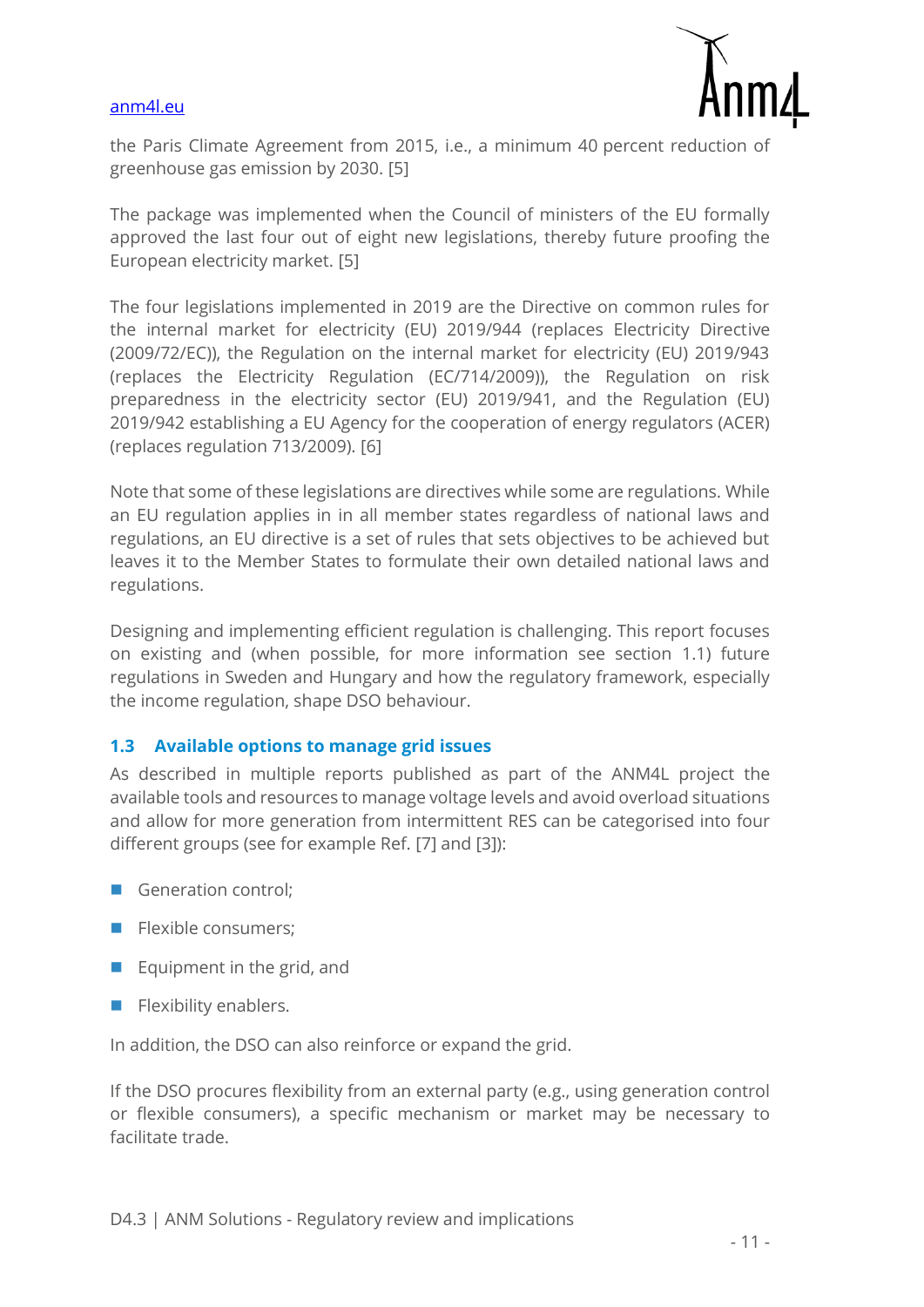the Paris Climate Agreement from 2015, i.e., a minimum 40 percent reduction of greenhouse gas emission by 2030. [5]

The package was implemented when the Council of ministers of the EU formally approved the last four out of eight new legislations, thereby future proofing the European electricity market. [5]

The four legislations implemented in 2019 are the Directive on common rules for the internal market for electricity (EU) 2019/944 (replaces Electricity Directive (2009/72/EC)), the Regulation on the internal market for electricity (EU) 2019/943 (replaces the Electricity Regulation (EC/714/2009)), the Regulation on risk preparedness in the electricity sector (EU) 2019/941, and the Regulation (EU) 2019/942 establishing a EU Agency for the cooperation of energy regulators (ACER) (replaces regulation 713/2009). [6]

Note that some of these legislations are directives while some are regulations. While an EU regulation applies in in all member states regardless of national laws and regulations, an EU directive is a set of rules that sets objectives to be achieved but leaves it to the Member States to formulate their own detailed national laws and regulations.

Designing and implementing efficient regulation is challenging. This report focuses on existing and (when possible, for more information see section 1.1) future regulations in Sweden and Hungary and how the regulatory framework, especially the income regulation, shape DSO behaviour.

### 1.3 Available options to manage grid issues

As described in multiple reports published as part of the ANM4L project the available tools and resources to manage voltage levels and avoid overload situations and allow for more generation from intermittent RES can be categorised into four different groups (see for example Ref. [7] and [3]):

- Generation control;
- Flexible consumers;
- Equipment in the grid, and
- Flexibility enablers.

In addition, the DSO can also reinforce or expand the grid.

If the DSO procures flexibility from an external party (e.g., using generation control or flexible consumers), a specific mechanism or market may be necessary to facilitate trade.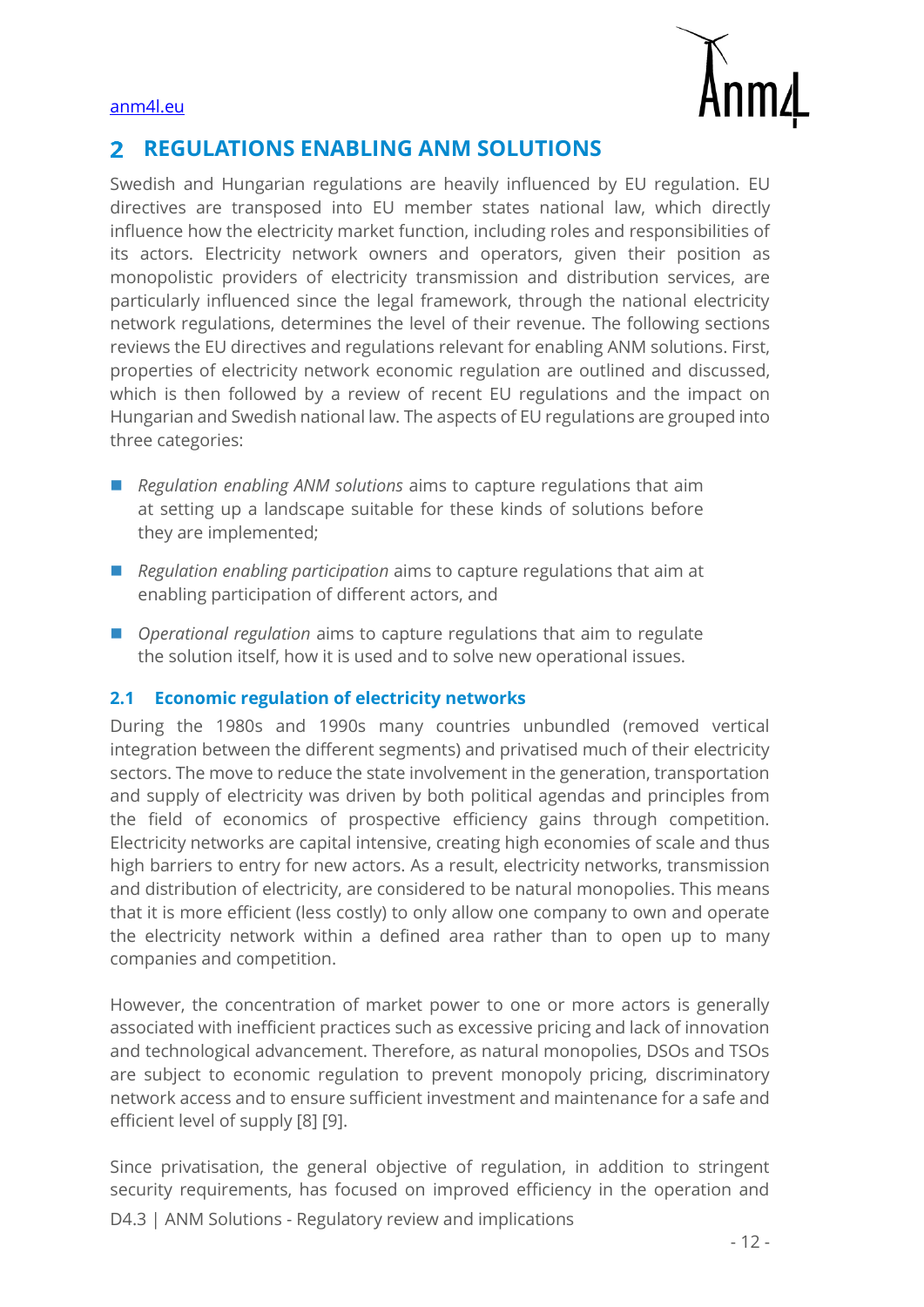## 2 REGULATIONS ENABLING ANM SOLUTIONS

Swedish and Hungarian regulations are heavily influenced by EU regulation. EU directives are transposed into EU member states national law, which directly influence how the electricity market function, including roles and responsibilities of its actors. Electricity network owners and operators, given their position as monopolistic providers of electricity transmission and distribution services, are particularly influenced since the legal framework, through the national electricity network regulations, determines the level of their revenue. The following sections reviews the EU directives and regulations relevant for enabling ANM solutions. First, properties of electricity network economic regulation are outlined and discussed, which is then followed by a review of recent EU regulations and the impact on Hungarian and Swedish national law. The aspects of EU regulations are grouped into three categories:

- *Regulation enabling ANM solutions* aims to capture regulations that aim at setting up a landscape suitable for these kinds of solutions before they are implemented;
- *Regulation enabling participation* aims to capture regulations that aim at enabling participation of different actors, and
- *Operational regulation* aims to capture regulations that aim to regulate the solution itself, how it is used and to solve new operational issues.

### 2.1 Economic regulation of electricity networks

During the 1980s and 1990s many countries unbundled (removed vertical integration between the different segments) and privatised much of their electricity sectors. The move to reduce the state involvement in the generation, transportation and supply of electricity was driven by both political agendas and principles from the field of economics of prospective efficiency gains through competition. Electricity networks are capital intensive, creating high economies of scale and thus high barriers to entry for new actors. As a result, electricity networks, transmission and distribution of electricity, are considered to be natural monopolies. This means that it is more efficient (less costly) to only allow one company to own and operate the electricity network within a defined area rather than to open up to many companies and competition.

However, the concentration of market power to one or more actors is generally associated with inefficient practices such as excessive pricing and lack of innovation and technological advancement. Therefore, as natural monopolies, DSOs and TSOs are subject to economic regulation to prevent monopoly pricing, discriminatory network access and to ensure sufficient investment and maintenance for a safe and efficient level of supply [8] [9].

Since privatisation, the general objective of regulation, in addition to stringent security requirements, has focused on improved efficiency in the operation and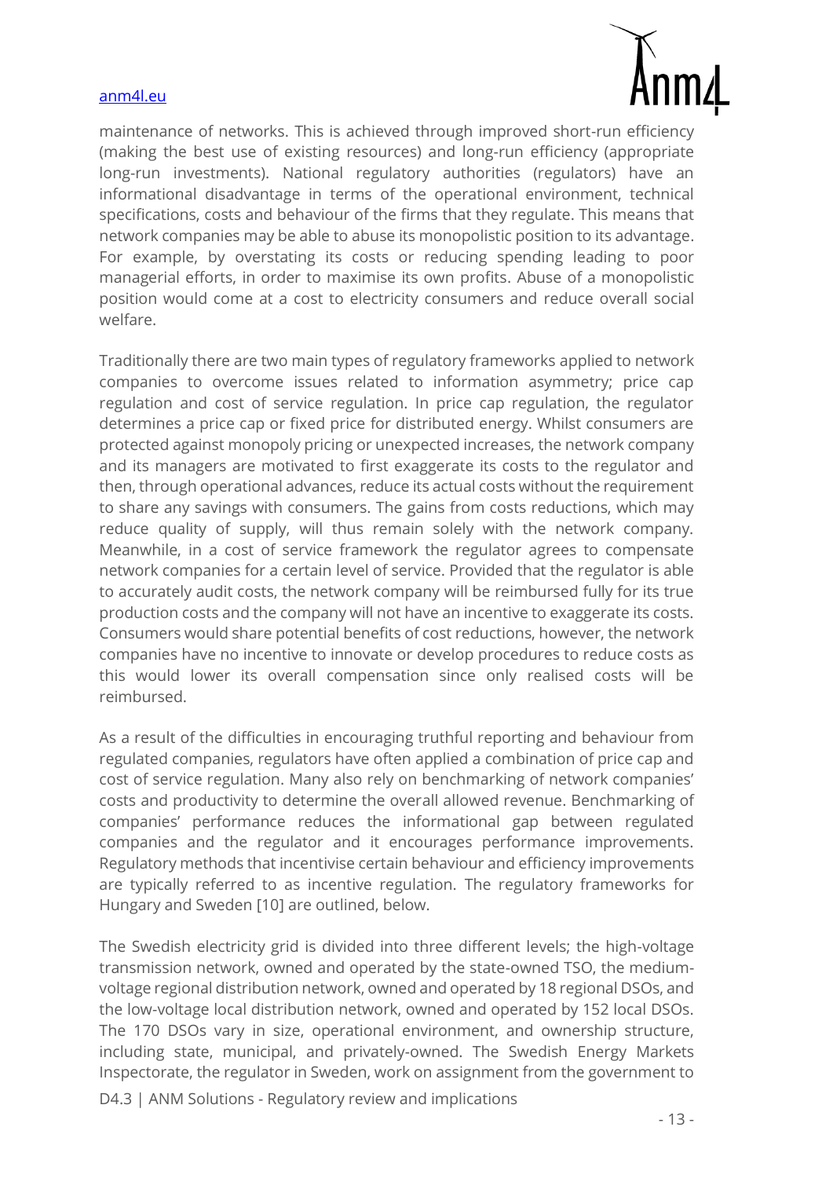maintenance of networks. This is achieved through improved short-run efficiency (making the best use of existing resources) and long-run efficiency (appropriate long-run investments). National regulatory authorities (regulators) have an informational disadvantage in terms of the operational environment, technical specifications, costs and behaviour of the firms that they regulate. This means that network companies may be able to abuse its monopolistic position to its advantage. For example, by overstating its costs or reducing spending leading to poor managerial efforts, in order to maximise its own profits. Abuse of a monopolistic position would come at a cost to electricity consumers and reduce overall social welfare.

Traditionally there are two main types of regulatory frameworks applied to network companies to overcome issues related to information asymmetry; price cap regulation and cost of service regulation. In price cap regulation, the regulator determines a price cap or fixed price for distributed energy. Whilst consumers are protected against monopoly pricing or unexpected increases, the network company and its managers are motivated to first exaggerate its costs to the regulator and then, through operational advances, reduce its actual costs without the requirement to share any savings with consumers. The gains from costs reductions, which may reduce quality of supply, will thus remain solely with the network company. Meanwhile, in a cost of service framework the regulator agrees to compensate network companies for a certain level of service. Provided that the regulator is able to accurately audit costs, the network company will be reimbursed fully for its true production costs and the company will not have an incentive to exaggerate its costs. Consumers would share potential benefits of cost reductions, however, the network companies have no incentive to innovate or develop procedures to reduce costs as this would lower its overall compensation since only realised costs will be reimbursed.

As a result of the difficulties in encouraging truthful reporting and behaviour from regulated companies, regulators have often applied a combination of price cap and cost of service regulation. Many also rely on benchmarking of network companies' costs and productivity to determine the overall allowed revenue. Benchmarking of companies' performance reduces the informational gap between regulated companies and the regulator and it encourages performance improvements. Regulatory methods that incentivise certain behaviour and efficiency improvements are typically referred to as incentive regulation. The regulatory frameworks for Hungary and Sweden [10] are outlined, below.

The Swedish electricity grid is divided into three different levels; the high-voltage transmission network, owned and operated by the state-owned TSO, the medium-voltage regional distribution network, owned and operated by 18 regional DSOs, and the low-voltage local distribution network, owned and operated by 152 local DSOs. The 170 DSOs vary in size, operational environment, and ownership structure, including state, municipal, and privately-owned. The Swedish Energy Markets Inspectorate, the regulator in Sweden, work on assignment from the government to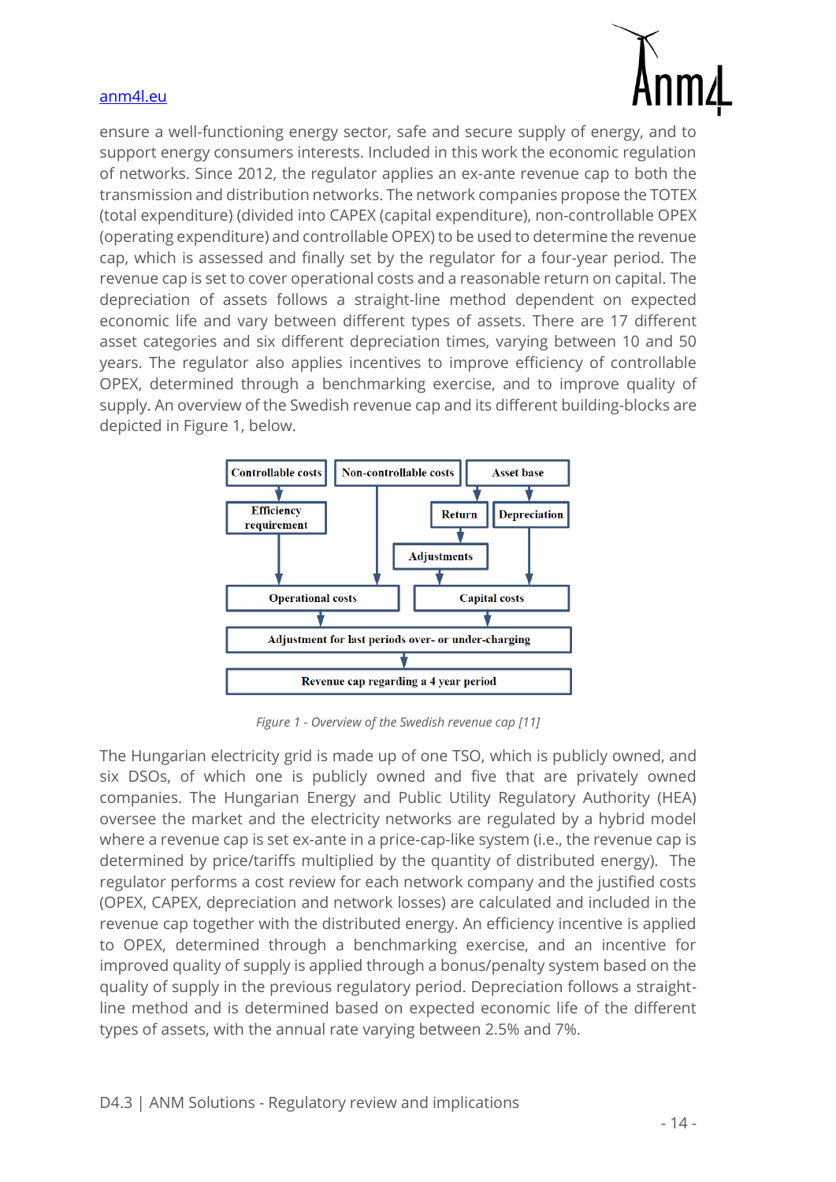ensure a well-functioning energy sector, safe and secure supply of energy, and to support energy consumers interests. Included in this work the economic regulation of networks. Since 2012, the regulator applies an ex-ante revenue cap to both the transmission and distribution networks. The network companies propose the TOTEX (total expenditure) (divided into CAPEX (capital expenditure), non-controllable OPEX (operating expenditure) and controllable OPEX) to be used to determine the revenue cap, which is assessed and finally set by the regulator for a four-year period. The revenue cap is set to cover operational costs and a reasonable return on capital. The depreciation of assets follows a straight-line method dependent on expected economic life and vary between different types of assets. There are 17 different asset categories and six different depreciation times, varying between 10 and 50 years. The regulator also applies incentives to improve efficiency of controllable OPEX, determined through a benchmarking exercise, and to improve quality of supply. An overview of the Swedish revenue cap and its different building-blocks are depicted in Figure 1, below.

*Figure 1 - Overview of the Swedish revenue cap [11]*

The Hungarian electricity grid is made up of one TSO, which is publicly owned, and six DSOs, of which one is publicly owned and five that are privately owned companies. The Hungarian Energy and Public Utility Regulatory Authority (HEA) oversee the market and the electricity networks are regulated by a hybrid model where a revenue cap is set ex-ante in a price-cap-like system (i.e., the revenue cap is determined by price/tariffs multiplied by the quantity of distributed energy). The regulator performs a cost review for each network company and the justified costs (OPEX, CAPEX, depreciation and network losses) are calculated and included in the revenue cap together with the distributed energy. An efficiency incentive is applied to OPEX, determined through a benchmarking exercise, and an incentive for improved quality of supply is applied through a bonus/penalty system based on the quality of supply in the previous regulatory period. Depreciation follows a straight-line method and is determined based on expected economic life of the different types of assets, with the annual rate varying between 2.5% and 7%.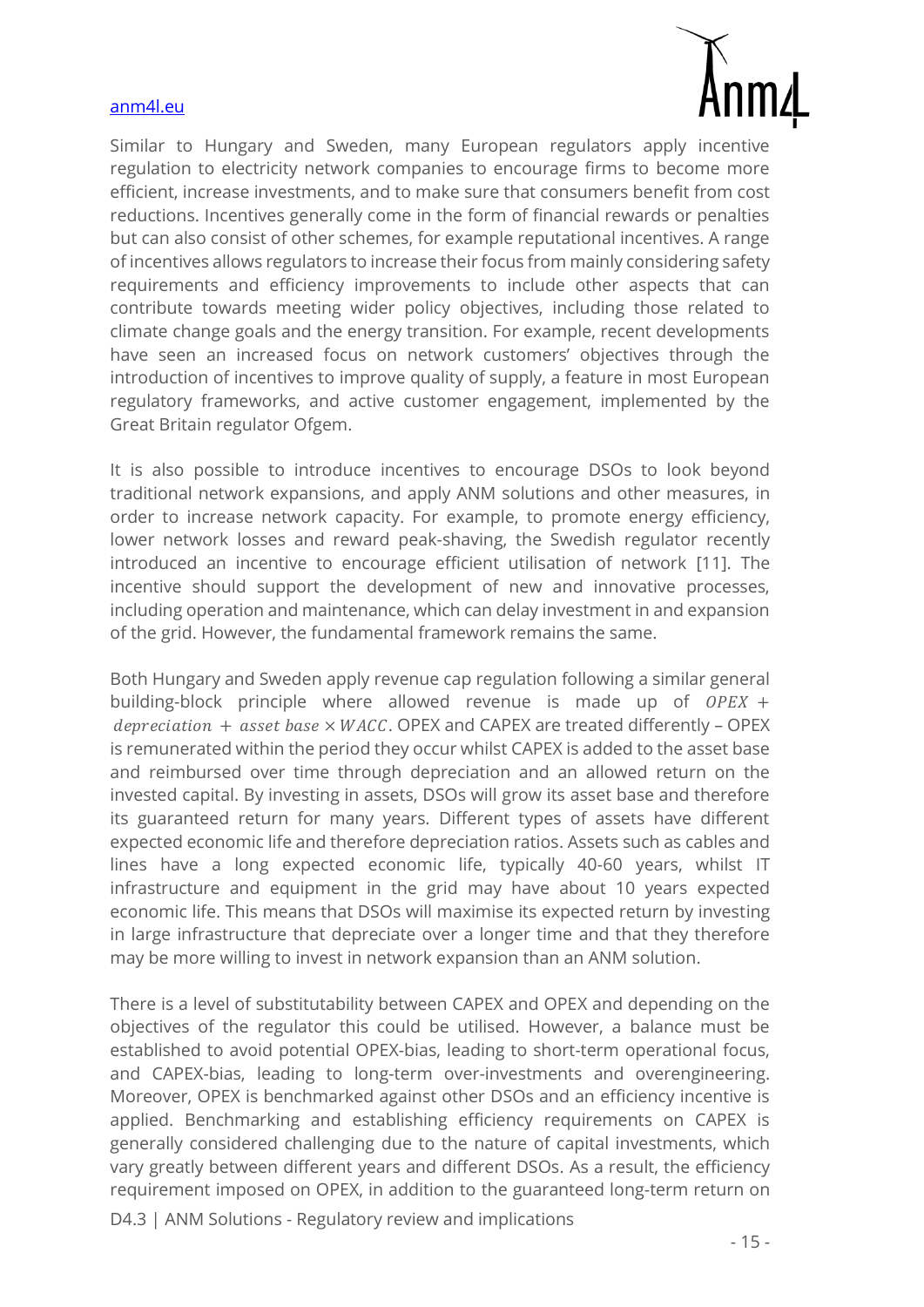Similar to Hungary and Sweden, many European regulators apply incentive regulation to electricity network companies to encourage firms to become more efficient, increase investments, and to make sure that consumers benefit from cost reductions. Incentives generally come in the form of financial rewards or penalties but can also consist of other schemes, for example reputational incentives. A range of incentives allows regulators to increase their focus from mainly considering safety requirements and efficiency improvements to include other aspects that can contribute towards meeting wider policy objectives, including those related to climate change goals and the energy transition. For example, recent developments have seen an increased focus on network customers' objectives through the introduction of incentives to improve quality of supply, a feature in most European regulatory frameworks, and active customer engagement, implemented by the Great Britain regulator Ofgem.

It is also possible to introduce incentives to encourage DSOs to look beyond traditional network expansions, and apply ANM solutions and other measures, in order to increase network capacity. For example, to promote energy efficiency, lower network losses and reward peak-shaving, the Swedish regulator recently introduced an incentive to encourage efficient utilisation of network [11]. The incentive should support the development of new and innovative processes, including operation and maintenance, which can delay investment in and expansion of the grid. However, the fundamental framework remains the same.

Both Hungary and Sweden apply revenue cap regulation following a similar general building-block principle where allowed revenue is made up of $OPEX + depreciation + asset\ base \times WACC$. OPEX and CAPEX are treated differently – OPEX is remunerated within the period they occur whilst CAPEX is added to the asset base and reimbursed over time through depreciation and an allowed return on the invested capital. By investing in assets, DSOs will grow its asset base and therefore its guaranteed return for many years. Different types of assets have different expected economic life and therefore depreciation ratios. Assets such as cables and lines have a long expected economic life, typically 40-60 years, whilst IT infrastructure and equipment in the grid may have about 10 years expected economic life. This means that DSOs will maximise its expected return by investing in large infrastructure that depreciate over a longer time and that they therefore may be more willing to invest in network expansion than an ANM solution.

There is a level of substitutability between CAPEX and OPEX and depending on the objectives of the regulator this could be utilised. However, a balance must be established to avoid potential OPEX-bias, leading to short-term operational focus, and CAPEX-bias, leading to long-term over-investments and overengineering. Moreover, OPEX is benchmarked against other DSOs and an efficiency incentive is applied. Benchmarking and establishing efficiency requirements on CAPEX is generally considered challenging due to the nature of capital investments, which vary greatly between different years and different DSOs. As a result, the efficiency requirement imposed on OPEX, in addition to the guaranteed long-term return on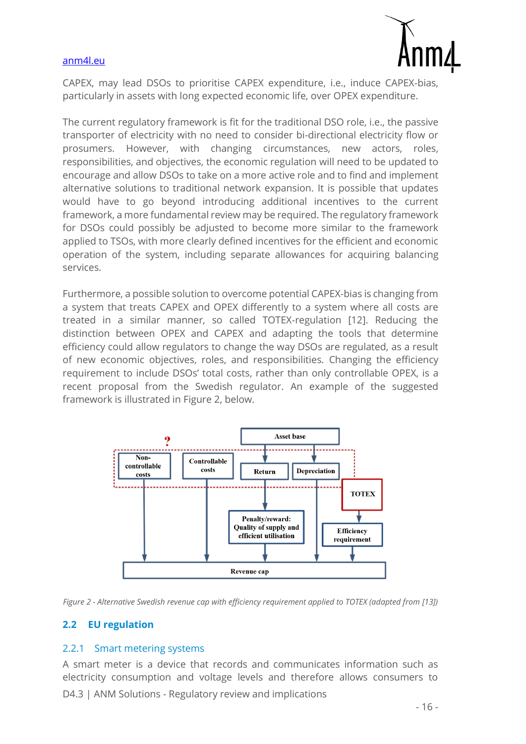CAPEX, may lead DSOs to prioritise CAPEX expenditure, i.e., induce CAPEX-bias, particularly in assets with long expected economic life, over OPEX expenditure.

The current regulatory framework is fit for the traditional DSO role, i.e., the passive transporter of electricity with no need to consider bi-directional electricity flow or prosumers. However, with changing circumstances, new actors, roles, responsibilities, and objectives, the economic regulation will need to be updated to encourage and allow DSOs to take on a more active role and to find and implement alternative solutions to traditional network expansion. It is possible that updates would have to go beyond introducing additional incentives to the current framework, a more fundamental review may be required. The regulatory framework for DSOs could possibly be adjusted to become more similar to the framework applied to TSOs, with more clearly defined incentives for the efficient and economic operation of the system, including separate allowances for acquiring balancing services.

Furthermore, a possible solution to overcome potential CAPEX-bias is changing from a system that treats CAPEX and OPEX differently to a system where all costs are treated in a similar manner, so called TOTEX-regulation [12]. Reducing the distinction between OPEX and CAPEX and adapting the tools that determine efficiency could allow regulators to change the way DSOs are regulated, as a result of new economic objectives, roles, and responsibilities. Changing the efficiency requirement to include DSOs' total costs, rather than only controllable OPEX, is a recent proposal from the Swedish regulator. An example of the suggested framework is illustrated in Figure 2, below.

*Figure 2 - Alternative Swedish revenue cap with efficiency requirement applied to TOTEX (adapted from [13])*

## 2.2 EU regulation

### 2.2.1 Smart metering systems

A smart meter is a device that records and communicates information such as electricity consumption and voltage levels and therefore allows consumers to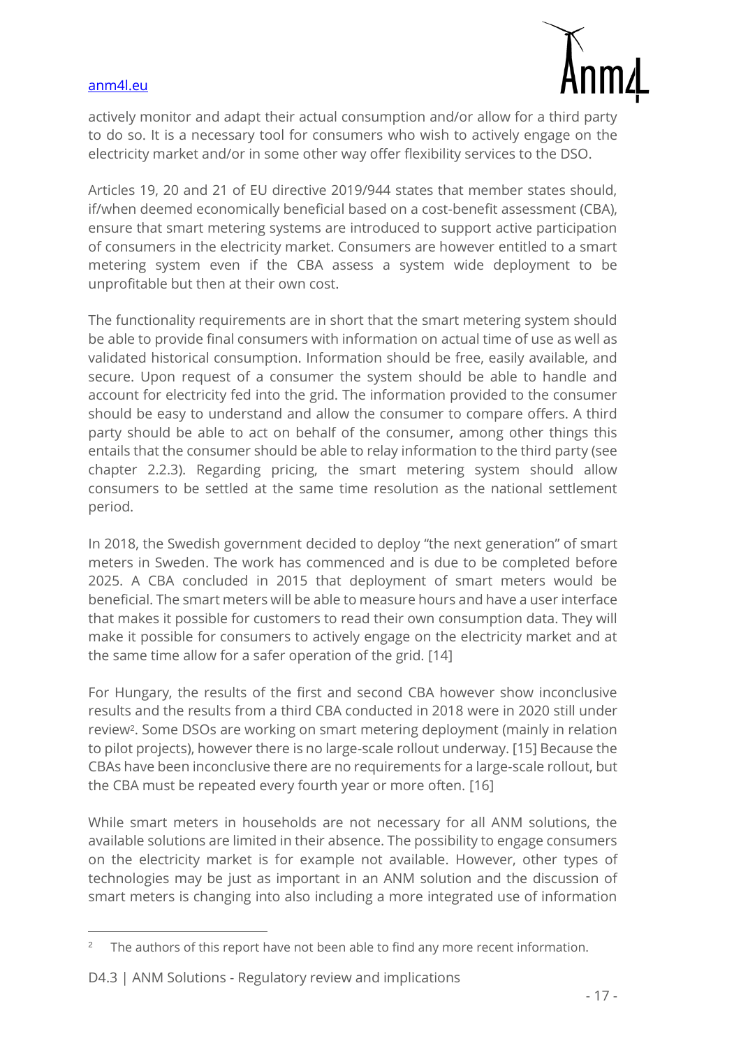actively monitor and adapt their actual consumption and/or allow for a third party to do so. It is a necessary tool for consumers who wish to actively engage on the electricity market and/or in some other way offer flexibility services to the DSO.

Articles 19, 20 and 21 of EU directive 2019/944 states that member states should, if/when deemed economically beneficial based on a cost-benefit assessment (CBA), ensure that smart metering systems are introduced to support active participation of consumers in the electricity market. Consumers are however entitled to a smart metering system even if the CBA assess a system wide deployment to be unprofitable but then at their own cost.

The functionality requirements are in short that the smart metering system should be able to provide final consumers with information on actual time of use as well as validated historical consumption. Information should be free, easily available, and secure. Upon request of a consumer the system should be able to handle and account for electricity fed into the grid. The information provided to the consumer should be easy to understand and allow the consumer to compare offers. A third party should be able to act on behalf of the consumer, among other things this entails that the consumer should be able to relay information to the third party (see chapter 2.2.3). Regarding pricing, the smart metering system should allow consumers to be settled at the same time resolution as the national settlement period.

In 2018, the Swedish government decided to deploy "the next generation" of smart meters in Sweden. The work has commenced and is due to be completed before 2025. A CBA concluded in 2015 that deployment of smart meters would be beneficial. The smart meters will be able to measure hours and have a user interface that makes it possible for customers to read their own consumption data. They will make it possible for consumers to actively engage on the electricity market and at the same time allow for a safer operation of the grid. [14]

For Hungary, the results of the first and second CBA however show inconclusive results and the results from a third CBA conducted in 2018 were in 2020 still under review[2]. Some DSOs are working on smart metering deployment (mainly in relation to pilot projects), however there is no large-scale rollout underway. [15] Because the CBAs have been inconclusive there are no requirements for a large-scale rollout, but the CBA must be repeated every fourth year or more often. [16]

While smart meters in households are not necessary for all ANM solutions, the available solutions are limited in their absence. The possibility to engage consumers on the electricity market is for example not available. However, other types of technologies may be just as important in an ANM solution and the discussion of smart meters is changing into also including a more integrated use of information

[2] The authors of this report have not been able to find any more recent information.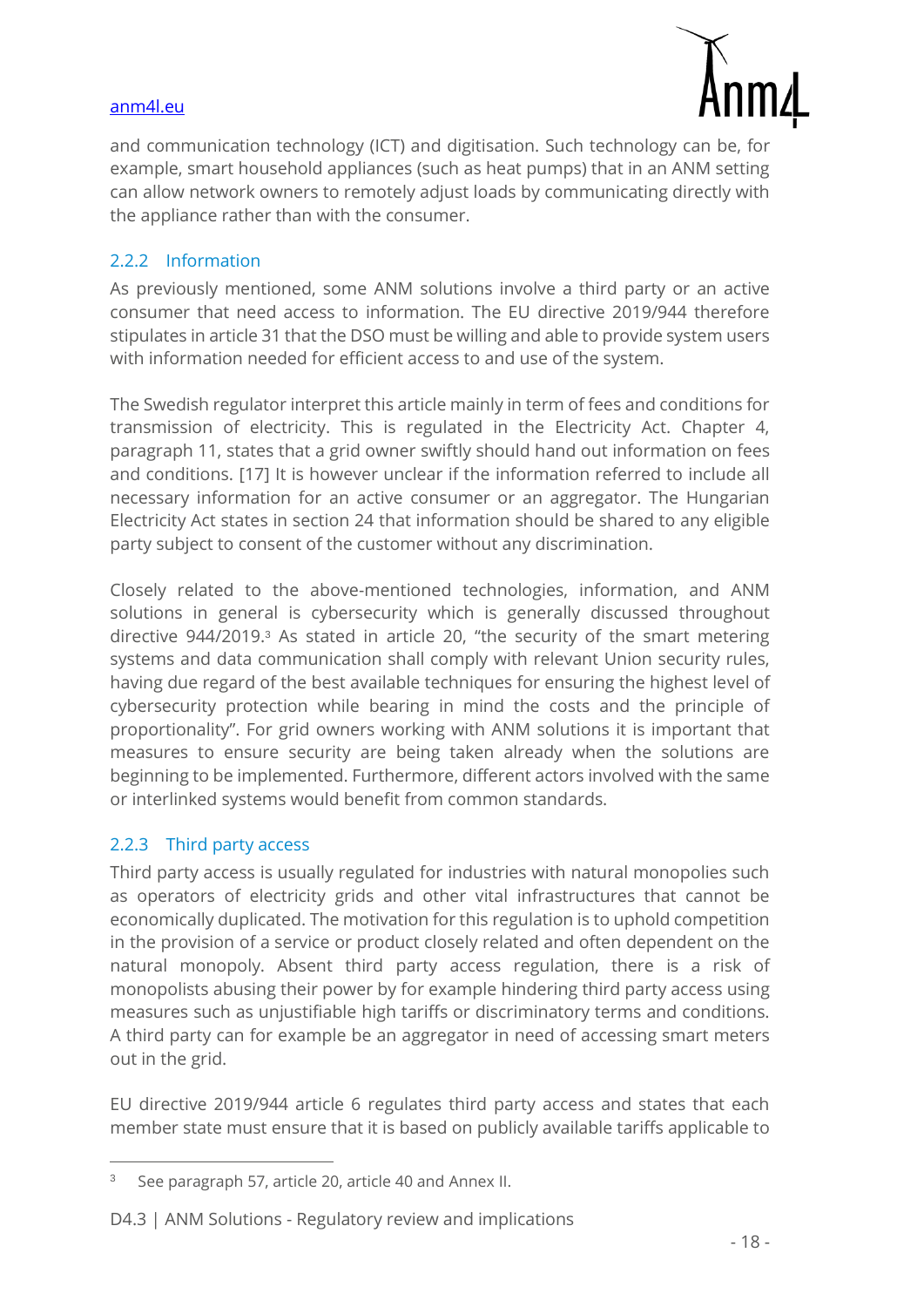and communication technology (ICT) and digitisation. Such technology can be, for example, smart household appliances (such as heat pumps) that in an ANM setting can allow network owners to remotely adjust loads by communicating directly with the appliance rather than with the consumer.

### 2.2.2 Information

As previously mentioned, some ANM solutions involve a third party or an active consumer that need access to information. The EU directive 2019/944 therefore stipulates in article 31 that the DSO must be willing and able to provide system users with information needed for efficient access to and use of the system.

The Swedish regulator interpret this article mainly in term of fees and conditions for transmission of electricity. This is regulated in the Electricity Act. Chapter 4, paragraph 11, states that a grid owner swiftly should hand out information on fees and conditions. [17] It is however unclear if the information referred to include all necessary information for an active consumer or an aggregator. The Hungarian Electricity Act states in section 24 that information should be shared to any eligible party subject to consent of the customer without any discrimination.

Closely related to the above-mentioned technologies, information, and ANM solutions in general is cybersecurity which is generally discussed throughout directive 944/2019.[3] As stated in article 20, "the security of the smart metering systems and data communication shall comply with relevant Union security rules, having due regard of the best available techniques for ensuring the highest level of cybersecurity protection while bearing in mind the costs and the principle of proportionality". For grid owners working with ANM solutions it is important that measures to ensure security are being taken already when the solutions are beginning to be implemented. Furthermore, different actors involved with the same or interlinked systems would benefit from common standards.

### 2.2.3 Third party access

Third party access is usually regulated for industries with natural monopolies such as operators of electricity grids and other vital infrastructures that cannot be economically duplicated. The motivation for this regulation is to uphold competition in the provision of a service or product closely related and often dependent on the natural monopoly. Absent third party access regulation, there is a risk of monopolists abusing their power by for example hindering third party access using measures such as unjustifiable high tariffs or discriminatory terms and conditions. A third party can for example be an aggregator in need of accessing smart meters out in the grid.

EU directive 2019/944 article 6 regulates third party access and states that each member state must ensure that it is based on publicly available tariffs applicable to

[3] See paragraph 57, article 20, article 40 and Annex II.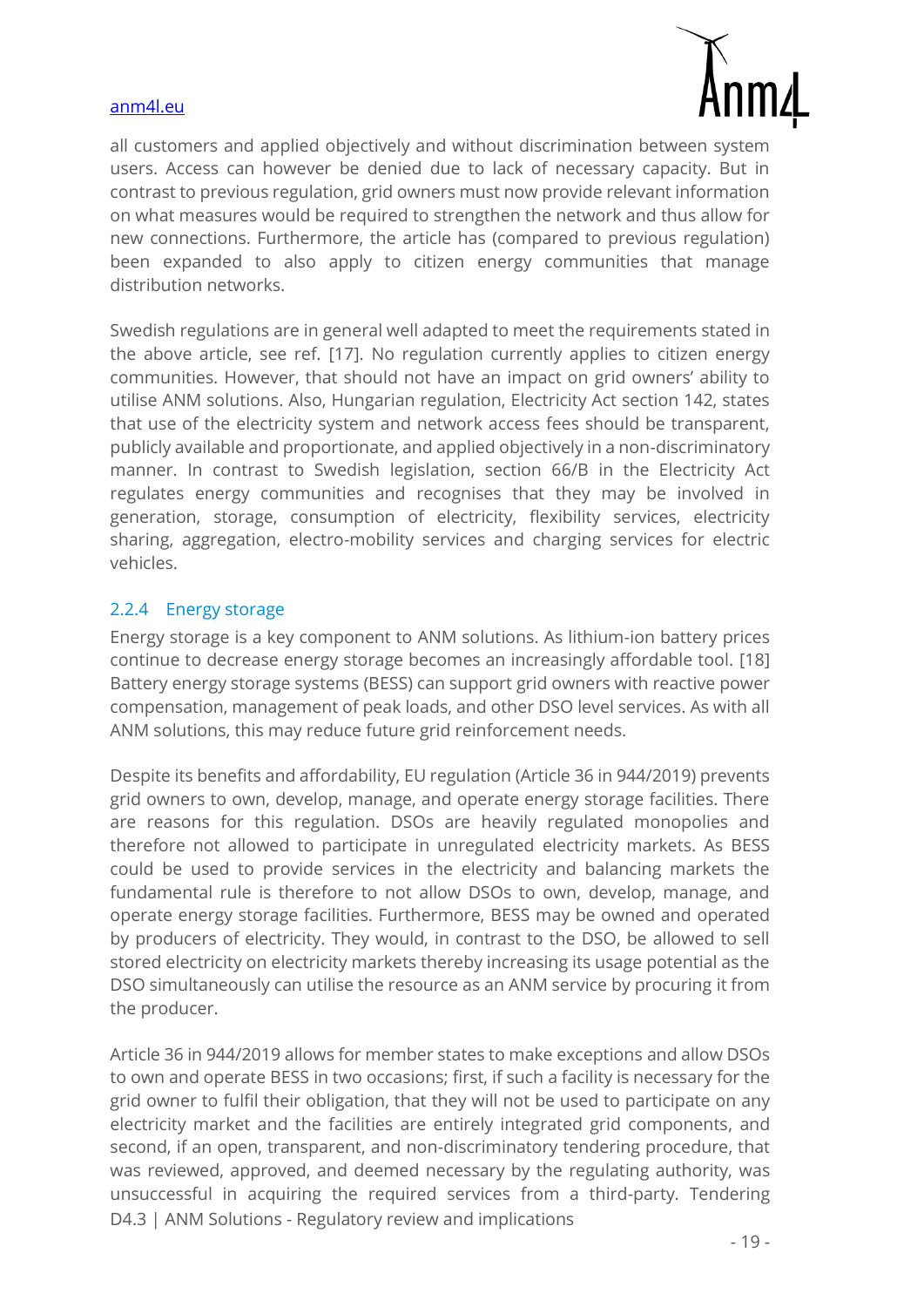all customers and applied objectively and without discrimination between system users. Access can however be denied due to lack of necessary capacity. But in contrast to previous regulation, grid owners must now provide relevant information on what measures would be required to strengthen the network and thus allow for new connections. Furthermore, the article has (compared to previous regulation) been expanded to also apply to citizen energy communities that manage distribution networks.

Swedish regulations are in general well adapted to meet the requirements stated in the above article, see ref. [17]. No regulation currently applies to citizen energy communities. However, that should not have an impact on grid owners' ability to utilise ANM solutions. Also, Hungarian regulation, Electricity Act section 142, states that use of the electricity system and network access fees should be transparent, publicly available and proportionate, and applied objectively in a non-discriminatory manner. In contrast to Swedish legislation, section 66/B in the Electricity Act regulates energy communities and recognises that they may be involved in generation, storage, consumption of electricity, flexibility services, electricity sharing, aggregation, electro-mobility services and charging services for electric vehicles.

### 2.2.4 Energy storage

Energy storage is a key component to ANM solutions. As lithium-ion battery prices continue to decrease energy storage becomes an increasingly affordable tool. [18] Battery energy storage systems (BESS) can support grid owners with reactive power compensation, management of peak loads, and other DSO level services. As with all ANM solutions, this may reduce future grid reinforcement needs.

Despite its benefits and affordability, EU regulation (Article 36 in 944/2019) prevents grid owners to own, develop, manage, and operate energy storage facilities. There are reasons for this regulation. DSOs are heavily regulated monopolies and therefore not allowed to participate in unregulated electricity markets. As BESS could be used to provide services in the electricity and balancing markets the fundamental rule is therefore to not allow DSOs to own, develop, manage, and operate energy storage facilities. Furthermore, BESS may be owned and operated by producers of electricity. They would, in contrast to the DSO, be allowed to sell stored electricity on electricity markets thereby increasing its usage potential as the DSO simultaneously can utilise the resource as an ANM service by procuring it from the producer.

Article 36 in 944/2019 allows for member states to make exceptions and allow DSOs to own and operate BESS in two occasions; first, if such a facility is necessary for the grid owner to fulfil their obligation, that they will not be used to participate on any electricity market and the facilities are entirely integrated grid components, and second, if an open, transparent, and non-discriminatory tendering procedure, that was reviewed, approved, and deemed necessary by the regulating authority, was unsuccessful in acquiring the required services from a third-party. Tendering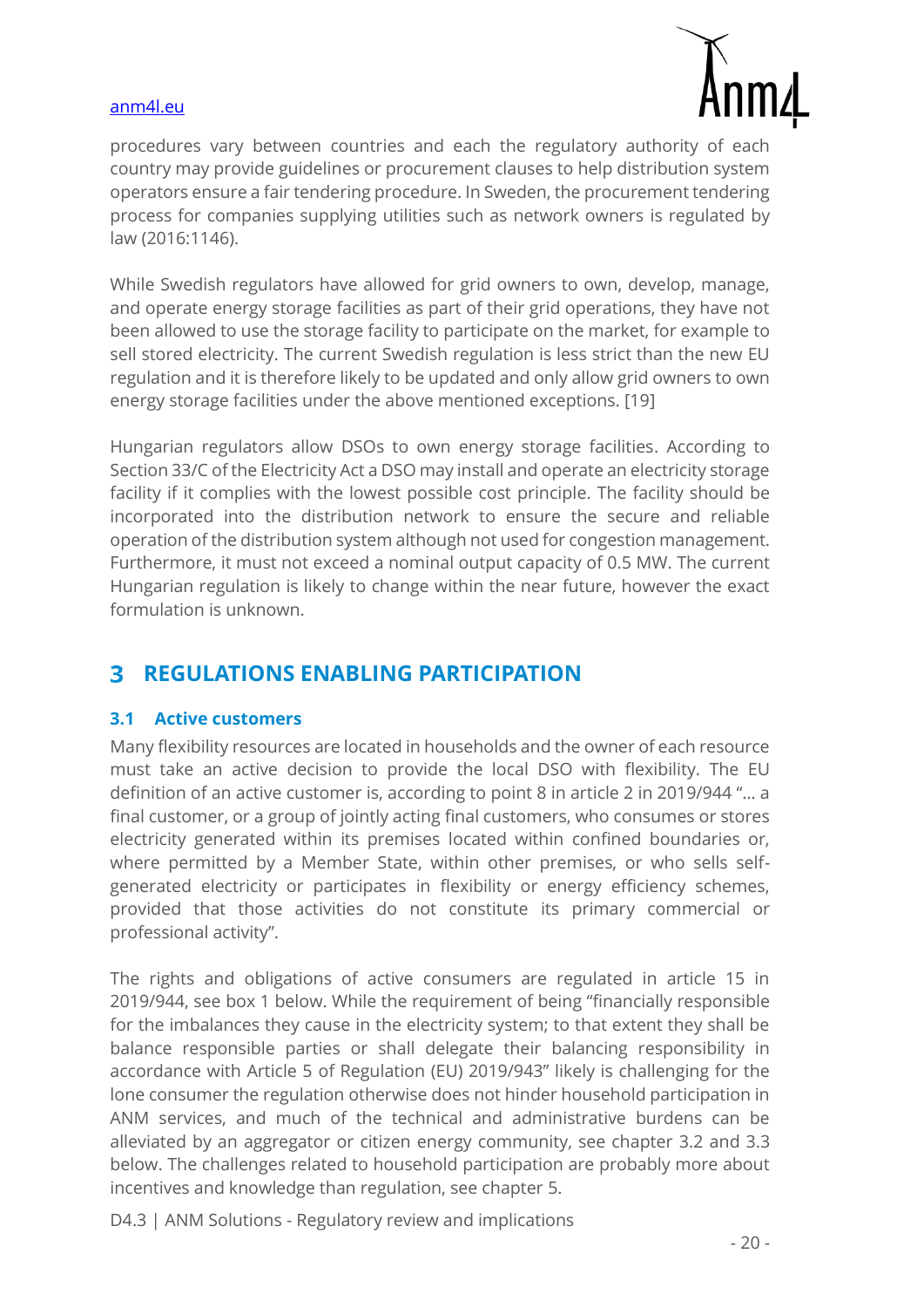procedures vary between countries and each the regulatory authority of each country may provide guidelines or procurement clauses to help distribution system operators ensure a fair tendering procedure. In Sweden, the procurement tendering process for companies supplying utilities such as network owners is regulated by law (2016:1146).

While Swedish regulators have allowed for grid owners to own, develop, manage, and operate energy storage facilities as part of their grid operations, they have not been allowed to use the storage facility to participate on the market, for example to sell stored electricity. The current Swedish regulation is less strict than the new EU regulation and it is therefore likely to be updated and only allow grid owners to own energy storage facilities under the above mentioned exceptions. [19]

Hungarian regulators allow DSOs to own energy storage facilities. According to Section 33/C of the Electricity Act a DSO may install and operate an electricity storage facility if it complies with the lowest possible cost principle. The facility should be incorporated into the distribution network to ensure the secure and reliable operation of the distribution system although not used for congestion management. Furthermore, it must not exceed a nominal output capacity of 0.5 MW. The current Hungarian regulation is likely to change within the near future, however the exact formulation is unknown.

# 3 REGULATIONS ENABLING PARTICIPATION

## 3.1 Active customers

Many flexibility resources are located in households and the owner of each resource must take an active decision to provide the local DSO with flexibility. The EU definition of an active customer is, according to point 8 in article 2 in 2019/944 "… a final customer, or a group of jointly acting final customers, who consumes or stores electricity generated within its premises located within confined boundaries or, where permitted by a Member State, within other premises, or who sells self-generated electricity or participates in flexibility or energy efficiency schemes, provided that those activities do not constitute its primary commercial or professional activity".

The rights and obligations of active consumers are regulated in article 15 in 2019/944, see box 1 below. While the requirement of being "financially responsible for the imbalances they cause in the electricity system; to that extent they shall be balance responsible parties or shall delegate their balancing responsibility in accordance with Article 5 of Regulation (EU) 2019/943" likely is challenging for the lone consumer the regulation otherwise does not hinder household participation in ANM services, and much of the technical and administrative burdens can be alleviated by an aggregator or citizen energy community, see chapter 3.2 and 3.3 below. The challenges related to household participation are probably more about incentives and knowledge than regulation, see chapter 5.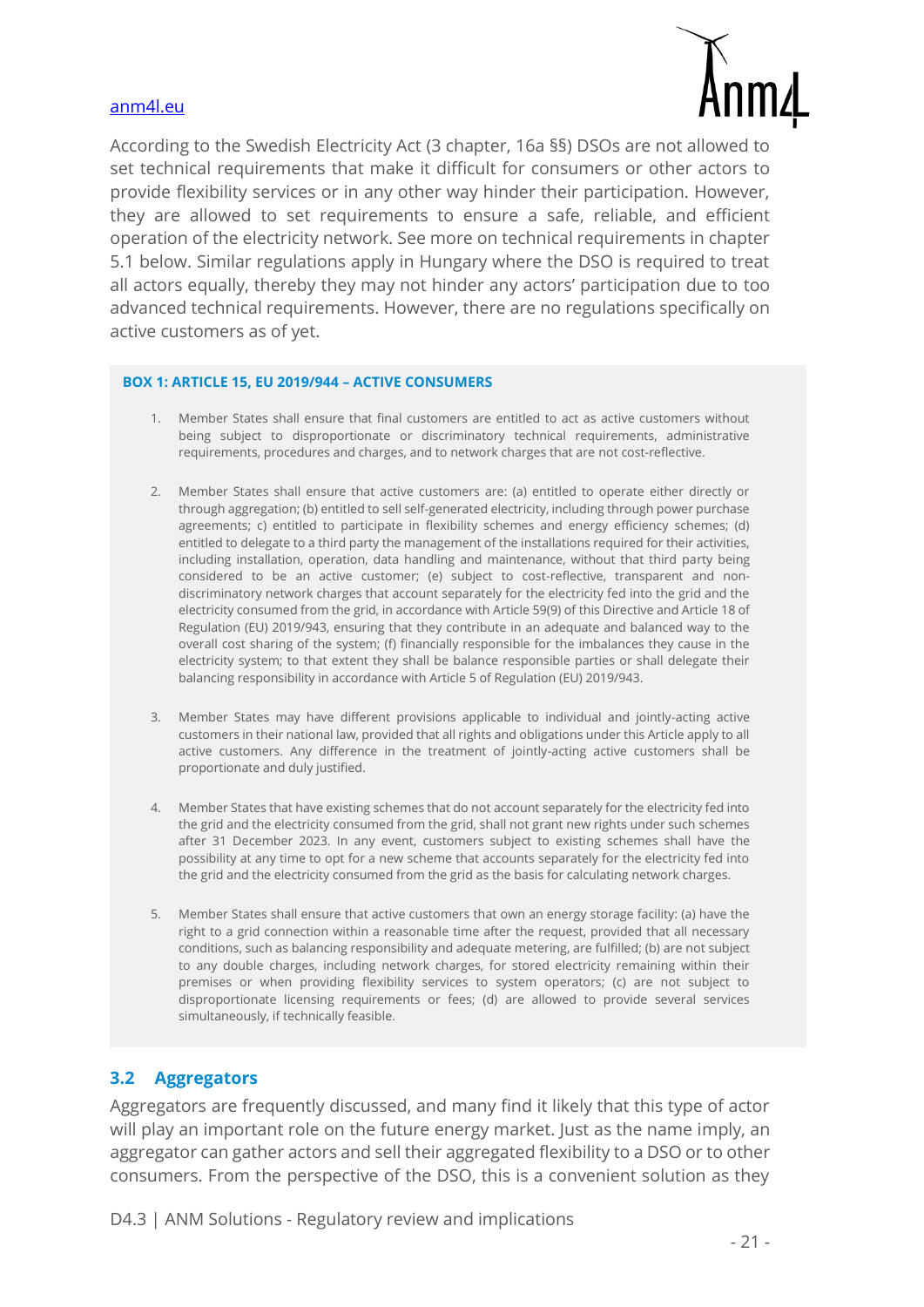According to the Swedish Electricity Act (3 chapter, 16a §§) DSOs are not allowed to set technical requirements that make it difficult for consumers or other actors to provide flexibility services or in any other way hinder their participation. However, they are allowed to set requirements to ensure a safe, reliable, and efficient operation of the electricity network. See more on technical requirements in chapter 5.1 below. Similar regulations apply in Hungary where the DSO is required to treat all actors equally, thereby they may not hinder any actors' participation due to too advanced technical requirements. However, there are no regulations specifically on active customers as of yet.

**BOX 1: ARTICLE 15, EU 2019/944 – ACTIVE CONSUMERS**

1. Member States shall ensure that final customers are entitled to act as active customers without being subject to disproportionate or discriminatory technical requirements, administrative requirements, procedures and charges, and to network charges that are not cost-reflective.

2. Member States shall ensure that active customers are: (a) entitled to operate either directly or through aggregation; (b) entitled to sell self-generated electricity, including through power purchase agreements; c) entitled to participate in flexibility schemes and energy efficiency schemes; (d) entitled to delegate to a third party the management of the installations required for their activities, including installation, operation, data handling and maintenance, without that third party being considered to be an active customer; (e) subject to cost-reflective, transparent and non-discriminatory network charges that account separately for the electricity fed into the grid and the electricity consumed from the grid, in accordance with Article 59(9) of this Directive and Article 18 of Regulation (EU) 2019/943, ensuring that they contribute in an adequate and balanced way to the overall cost sharing of the system; (f) financially responsible for the imbalances they cause in the electricity system; to that extent they shall be balance responsible parties or shall delegate their balancing responsibility in accordance with Article 5 of Regulation (EU) 2019/943.

3. Member States may have different provisions applicable to individual and jointly-acting active customers in their national law, provided that all rights and obligations under this Article apply to all active customers. Any difference in the treatment of jointly-acting active customers shall be proportionate and duly justified.

4. Member States that have existing schemes that do not account separately for the electricity fed into the grid and the electricity consumed from the grid, shall not grant new rights under such schemes after 31 December 2023. In any event, customers subject to existing schemes shall have the possibility at any time to opt for a new scheme that accounts separately for the electricity fed into the grid and the electricity consumed from the grid as the basis for calculating network charges.

5. Member States shall ensure that active customers that own an energy storage facility: (a) have the right to a grid connection within a reasonable time after the request, provided that all necessary conditions, such as balancing responsibility and adequate metering, are fulfilled; (b) are not subject to any double charges, including network charges, for stored electricity remaining within their premises or when providing flexibility services to system operators; (c) are not subject to disproportionate licensing requirements or fees; (d) are allowed to provide several services simultaneously, if technically feasible.

## 3.2 Aggregators

Aggregators are frequently discussed, and many find it likely that this type of actor will play an important role on the future energy market. Just as the name imply, an aggregator can gather actors and sell their aggregated flexibility to a DSO or to other consumers. From the perspective of the DSO, this is a convenient solution as they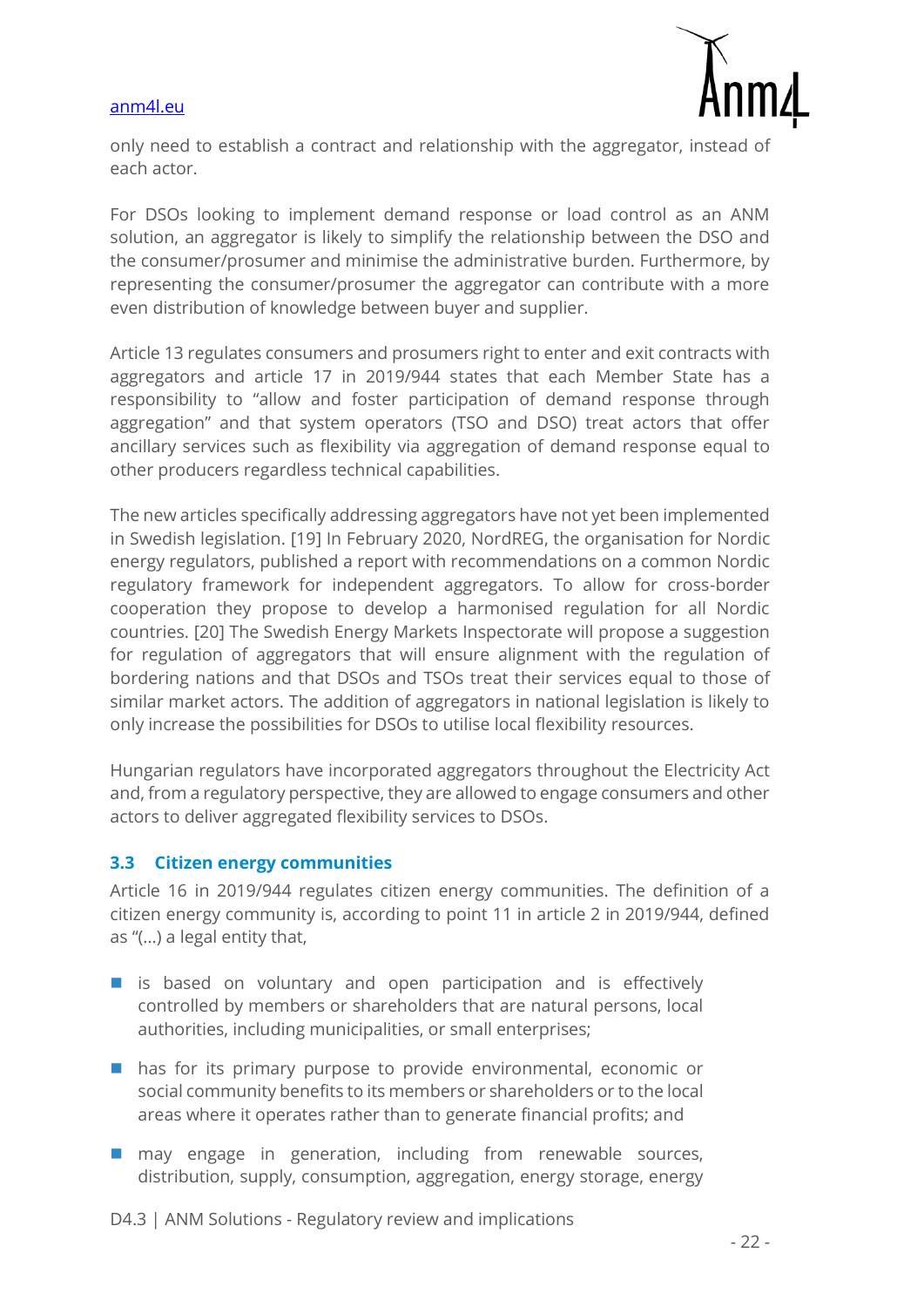only need to establish a contract and relationship with the aggregator, instead of each actor.

For DSOs looking to implement demand response or load control as an ANM solution, an aggregator is likely to simplify the relationship between the DSO and the consumer/prosumer and minimise the administrative burden. Furthermore, by representing the consumer/prosumer the aggregator can contribute with a more even distribution of knowledge between buyer and supplier.

Article 13 regulates consumers and prosumers right to enter and exit contracts with aggregators and article 17 in 2019/944 states that each Member State has a responsibility to "allow and foster participation of demand response through aggregation" and that system operators (TSO and DSO) treat actors that offer ancillary services such as flexibility via aggregation of demand response equal to other producers regardless technical capabilities.

The new articles specifically addressing aggregators have not yet been implemented in Swedish legislation. [19] In February 2020, NordREG, the organisation for Nordic energy regulators, published a report with recommendations on a common Nordic regulatory framework for independent aggregators. To allow for cross-border cooperation they propose to develop a harmonised regulation for all Nordic countries. [20] The Swedish Energy Markets Inspectorate will propose a suggestion for regulation of aggregators that will ensure alignment with the regulation of bordering nations and that DSOs and TSOs treat their services equal to those of similar market actors. The addition of aggregators in national legislation is likely to only increase the possibilities for DSOs to utilise local flexibility resources.

Hungarian regulators have incorporated aggregators throughout the Electricity Act and, from a regulatory perspective, they are allowed to engage consumers and other actors to deliver aggregated flexibility services to DSOs.

### 3.3 Citizen energy communities

Article 16 in 2019/944 regulates citizen energy communities. The definition of a citizen energy community is, according to point 11 in article 2 in 2019/944, defined as "(...) a legal entity that,

- is based on voluntary and open participation and is effectively controlled by members or shareholders that are natural persons, local authorities, including municipalities, or small enterprises;
- has for its primary purpose to provide environmental, economic or social community benefits to its members or shareholders or to the local areas where it operates rather than to generate financial profits; and
- may engage in generation, including from renewable sources, distribution, supply, consumption, aggregation, energy storage, energy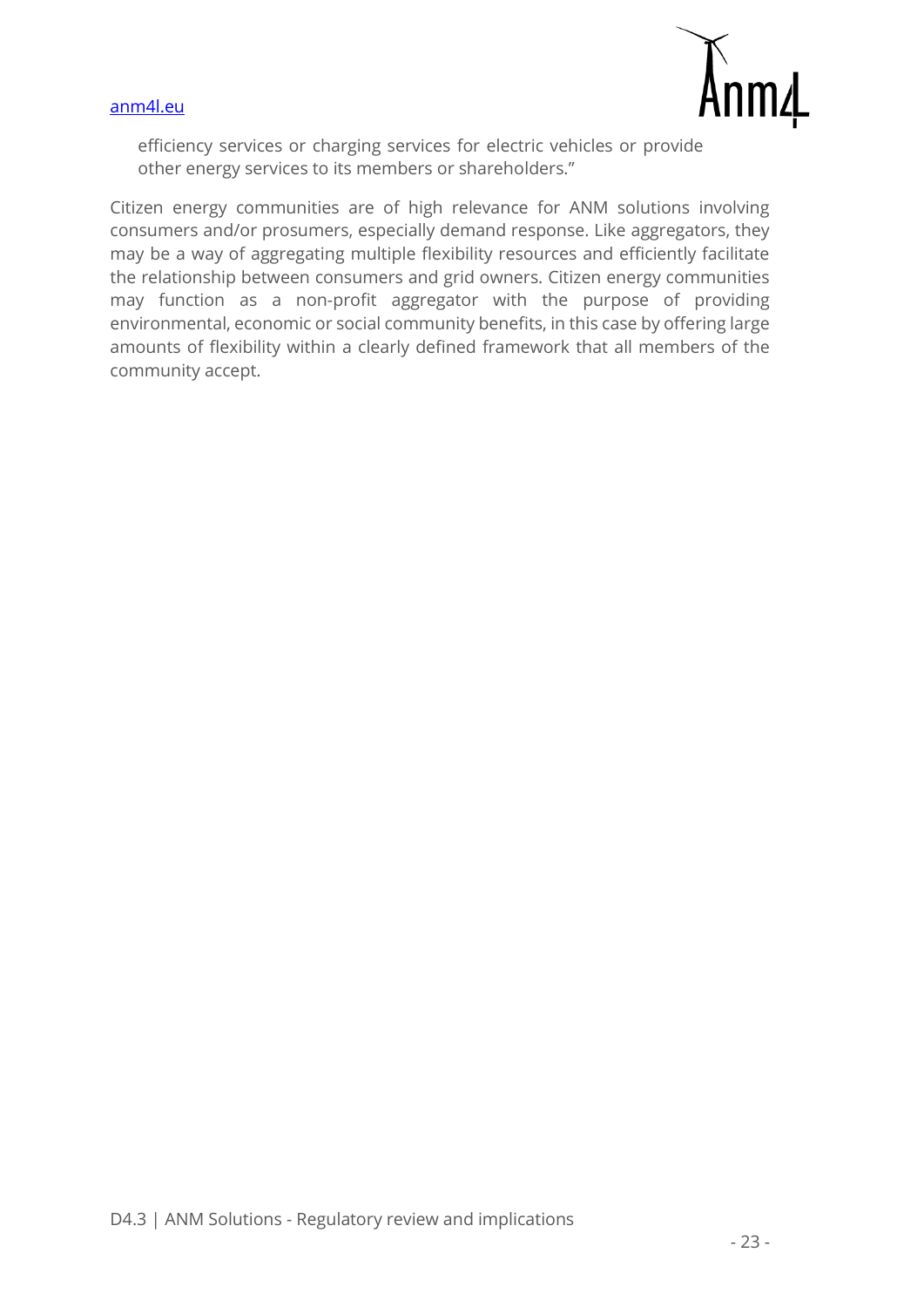> efficiency services or charging services for electric vehicles or provide other energy services to its members or shareholders."

Citizen energy communities are of high relevance for ANM solutions involving consumers and/or prosumers, especially demand response. Like aggregators, they may be a way of aggregating multiple flexibility resources and efficiently facilitate the relationship between consumers and grid owners. Citizen energy communities may function as a non-profit aggregator with the purpose of providing environmental, economic or social community benefits, in this case by offering large amounts of flexibility within a clearly defined framework that all members of the community accept.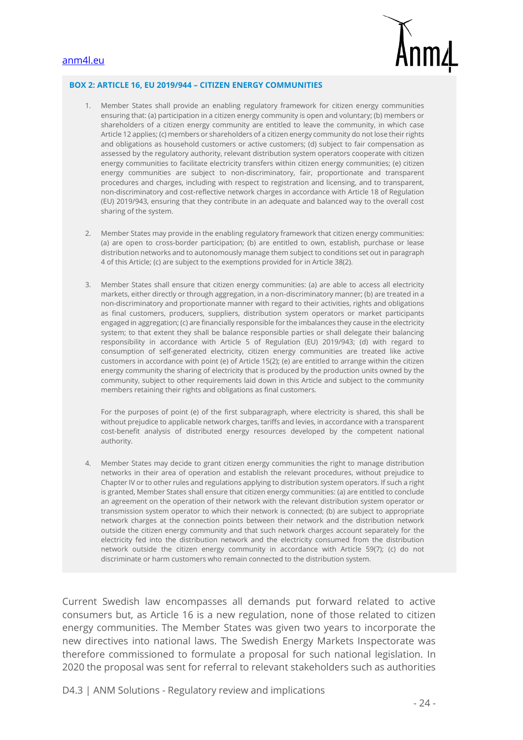**BOX 2: ARTICLE 16, EU 2019/944 – CITIZEN ENERGY COMMUNITIES**

1. Member States shall provide an enabling regulatory framework for citizen energy communities ensuring that: (a) participation in a citizen energy community is open and voluntary; (b) members or shareholders of a citizen energy community are entitled to leave the community, in which case Article 12 applies; (c) members or shareholders of a citizen energy community do not lose their rights and obligations as household customers or active customers; (d) subject to fair compensation as assessed by the regulatory authority, relevant distribution system operators cooperate with citizen energy communities to facilitate electricity transfers within citizen energy communities; (e) citizen energy communities are subject to non-discriminatory, fair, proportionate and transparent procedures and charges, including with respect to registration and licensing, and to transparent, non-discriminatory and cost-reflective network charges in accordance with Article 18 of Regulation (EU) 2019/943, ensuring that they contribute in an adequate and balanced way to the overall cost sharing of the system.

2. Member States may provide in the enabling regulatory framework that citizen energy communities: (a) are open to cross-border participation; (b) are entitled to own, establish, purchase or lease distribution networks and to autonomously manage them subject to conditions set out in paragraph 4 of this Article; (c) are subject to the exemptions provided for in Article 38(2).

3. Member States shall ensure that citizen energy communities: (a) are able to access all electricity markets, either directly or through aggregation, in a non-discriminatory manner; (b) are treated in a non-discriminatory and proportionate manner with regard to their activities, rights and obligations as final customers, producers, suppliers, distribution system operators or market participants engaged in aggregation; (c) are financially responsible for the imbalances they cause in the electricity system; to that extent they shall be balance responsible parties or shall delegate their balancing responsibility in accordance with Article 5 of Regulation (EU) 2019/943; (d) with regard to consumption of self-generated electricity, citizen energy communities are treated like active customers in accordance with point (e) of Article 15(2); (e) are entitled to arrange within the citizen energy community the sharing of electricity that is produced by the production units owned by the community, subject to other requirements laid down in this Article and subject to the community members retaining their rights and obligations as final customers.

   For the purposes of point (e) of the first subparagraph, where electricity is shared, this shall be without prejudice to applicable network charges, tariffs and levies, in accordance with a transparent cost-benefit analysis of distributed energy resources developed by the competent national authority.

4. Member States may decide to grant citizen energy communities the right to manage distribution networks in their area of operation and establish the relevant procedures, without prejudice to Chapter IV or to other rules and regulations applying to distribution system operators. If such a right is granted, Member States shall ensure that citizen energy communities: (a) are entitled to conclude an agreement on the operation of their network with the relevant distribution system operator or transmission system operator to which their network is connected; (b) are subject to appropriate network charges at the connection points between their network and the distribution network outside the citizen energy community and that such network charges account separately for the electricity fed into the distribution network and the electricity consumed from the distribution network outside the citizen energy community in accordance with Article 59(7); (c) do not discriminate or harm customers who remain connected to the distribution system.

Current Swedish law encompasses all demands put forward related to active consumers but, as Article 16 is a new regulation, none of those related to citizen energy communities. The Member States was given two years to incorporate the new directives into national laws. The Swedish Energy Markets Inspectorate was therefore commissioned to formulate a proposal for such national legislation. In 2020 the proposal was sent for referral to relevant stakeholders such as authorities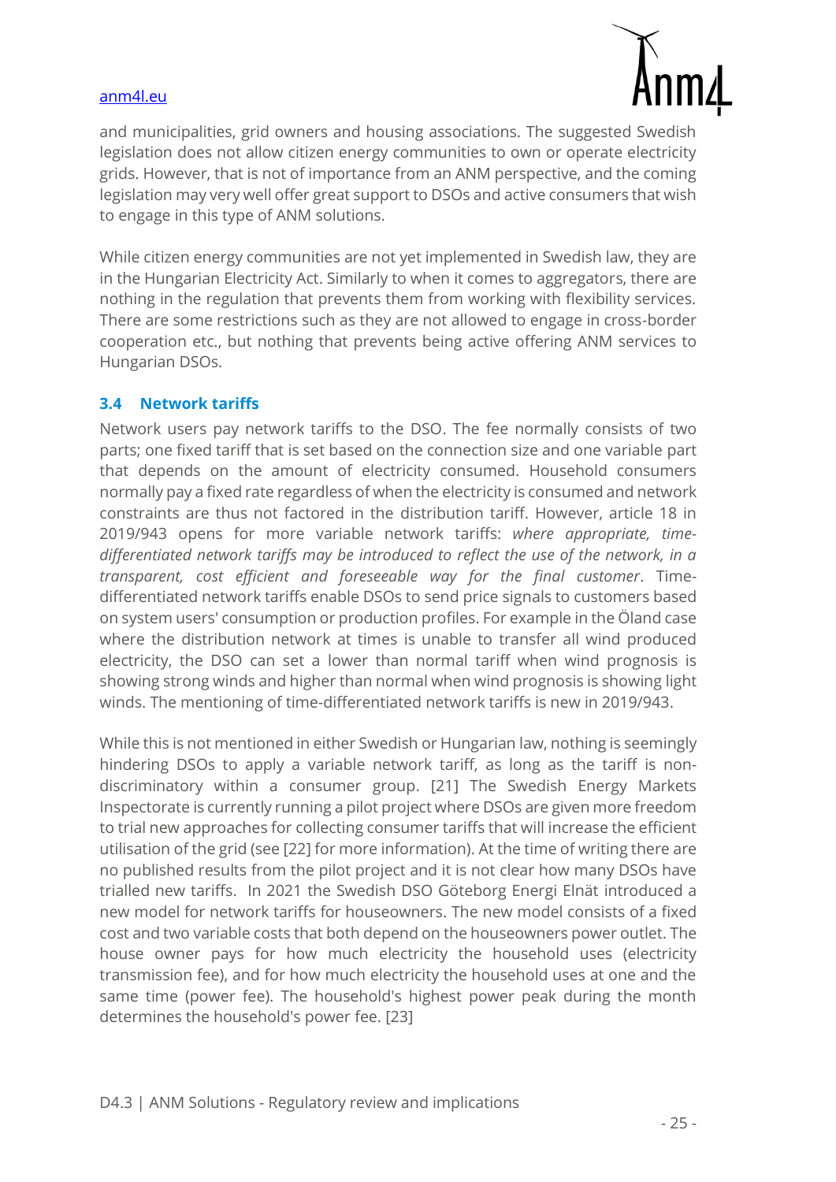and municipalities, grid owners and housing associations. The suggested Swedish legislation does not allow citizen energy communities to own or operate electricity grids. However, that is not of importance from an ANM perspective, and the coming legislation may very well offer great support to DSOs and active consumers that wish to engage in this type of ANM solutions.

While citizen energy communities are not yet implemented in Swedish law, they are in the Hungarian Electricity Act. Similarly to when it comes to aggregators, there are nothing in the regulation that prevents them from working with flexibility services. There are some restrictions such as they are not allowed to engage in cross-border cooperation etc., but nothing that prevents being active offering ANM services to Hungarian DSOs.

### 3.4 Network tariffs

Network users pay network tariffs to the DSO. The fee normally consists of two parts; one fixed tariff that is set based on the connection size and one variable part that depends on the amount of electricity consumed. Household consumers normally pay a fixed rate regardless of when the electricity is consumed and network constraints are thus not factored in the distribution tariff. However, article 18 in 2019/943 opens for more variable network tariffs: *where appropriate, time-differentiated network tariffs may be introduced to reflect the use of the network, in a transparent, cost efficient and foreseeable way for the final customer*. Time-differentiated network tariffs enable DSOs to send price signals to customers based on system users' consumption or production profiles. For example in the Öland case where the distribution network at times is unable to transfer all wind produced electricity, the DSO can set a lower than normal tariff when wind prognosis is showing strong winds and higher than normal when wind prognosis is showing light winds. The mentioning of time-differentiated network tariffs is new in 2019/943.

While this is not mentioned in either Swedish or Hungarian law, nothing is seemingly hindering DSOs to apply a variable network tariff, as long as the tariff is non-discriminatory within a consumer group. [21] The Swedish Energy Markets Inspectorate is currently running a pilot project where DSOs are given more freedom to trial new approaches for collecting consumer tariffs that will increase the efficient utilisation of the grid (see [22] for more information). At the time of writing there are no published results from the pilot project and it is not clear how many DSOs have trialled new tariffs. In 2021 the Swedish DSO Göteborg Energi Elnät introduced a new model for network tariffs for houseowners. The new model consists of a fixed cost and two variable costs that both depend on the houseowners power outlet. The house owner pays for how much electricity the household uses (electricity transmission fee), and for how much electricity the household uses at one and the same time (power fee). The household's highest power peak during the month determines the household's power fee. [23]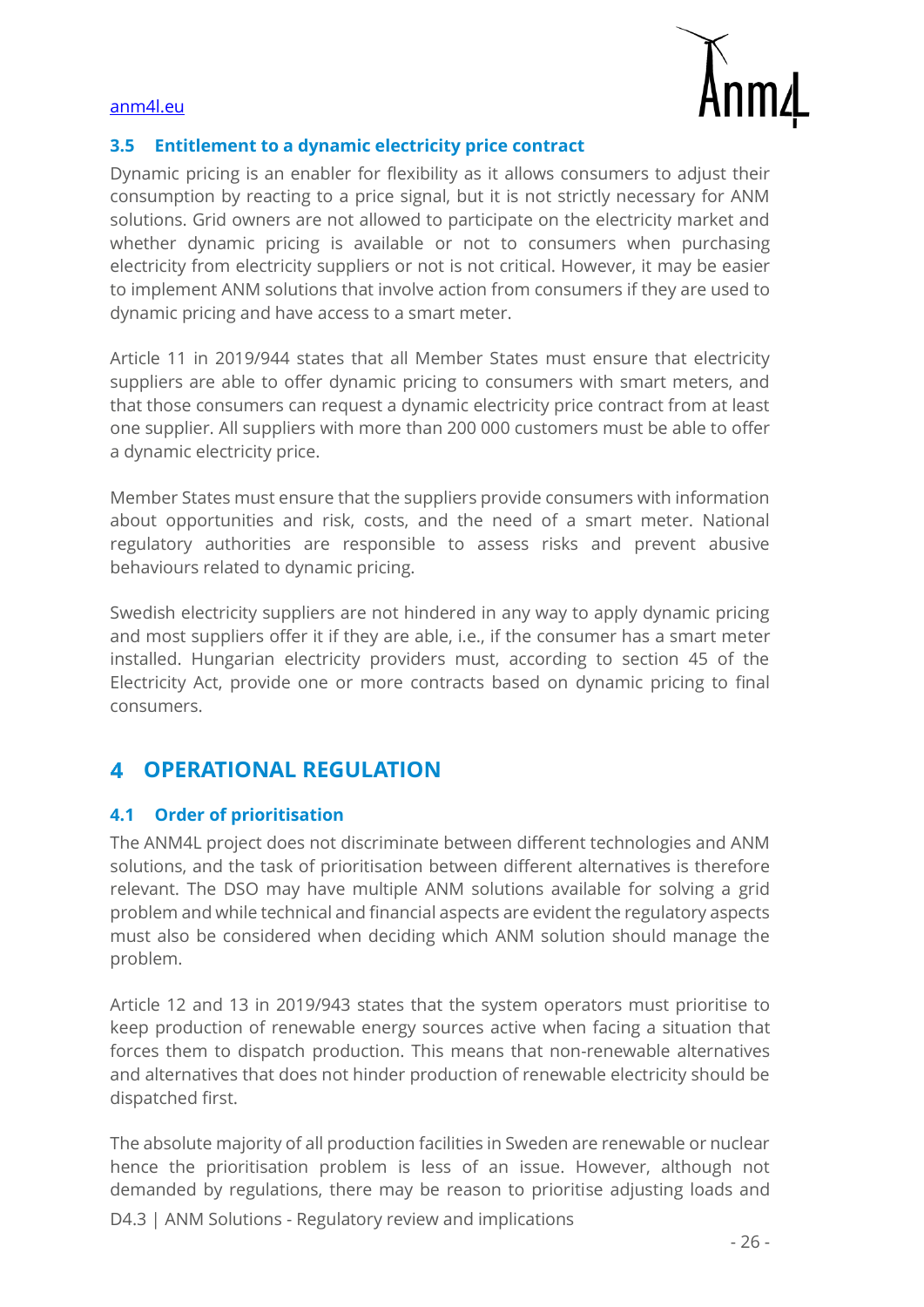### 3.5 Entitlement to a dynamic electricity price contract

Dynamic pricing is an enabler for flexibility as it allows consumers to adjust their consumption by reacting to a price signal, but it is not strictly necessary for ANM solutions. Grid owners are not allowed to participate on the electricity market and whether dynamic pricing is available or not to consumers when purchasing electricity from electricity suppliers or not is not critical. However, it may be easier to implement ANM solutions that involve action from consumers if they are used to dynamic pricing and have access to a smart meter.

Article 11 in 2019/944 states that all Member States must ensure that electricity suppliers are able to offer dynamic pricing to consumers with smart meters, and that those consumers can request a dynamic electricity price contract from at least one supplier. All suppliers with more than 200 000 customers must be able to offer a dynamic electricity price.

Member States must ensure that the suppliers provide consumers with information about opportunities and risk, costs, and the need of a smart meter. National regulatory authorities are responsible to assess risks and prevent abusive behaviours related to dynamic pricing.

Swedish electricity suppliers are not hindered in any way to apply dynamic pricing and most suppliers offer it if they are able, i.e., if the consumer has a smart meter installed. Hungarian electricity providers must, according to section 45 of the Electricity Act, provide one or more contracts based on dynamic pricing to final consumers.

# 4 OPERATIONAL REGULATION

### 4.1 Order of prioritisation

The ANM4L project does not discriminate between different technologies and ANM solutions, and the task of prioritisation between different alternatives is therefore relevant. The DSO may have multiple ANM solutions available for solving a grid problem and while technical and financial aspects are evident the regulatory aspects must also be considered when deciding which ANM solution should manage the problem.

Article 12 and 13 in 2019/943 states that the system operators must prioritise to keep production of renewable energy sources active when facing a situation that forces them to dispatch production. This means that non-renewable alternatives and alternatives that does not hinder production of renewable electricity should be dispatched first.

The absolute majority of all production facilities in Sweden are renewable or nuclear hence the prioritisation problem is less of an issue. However, although not demanded by regulations, there may be reason to prioritise adjusting loads and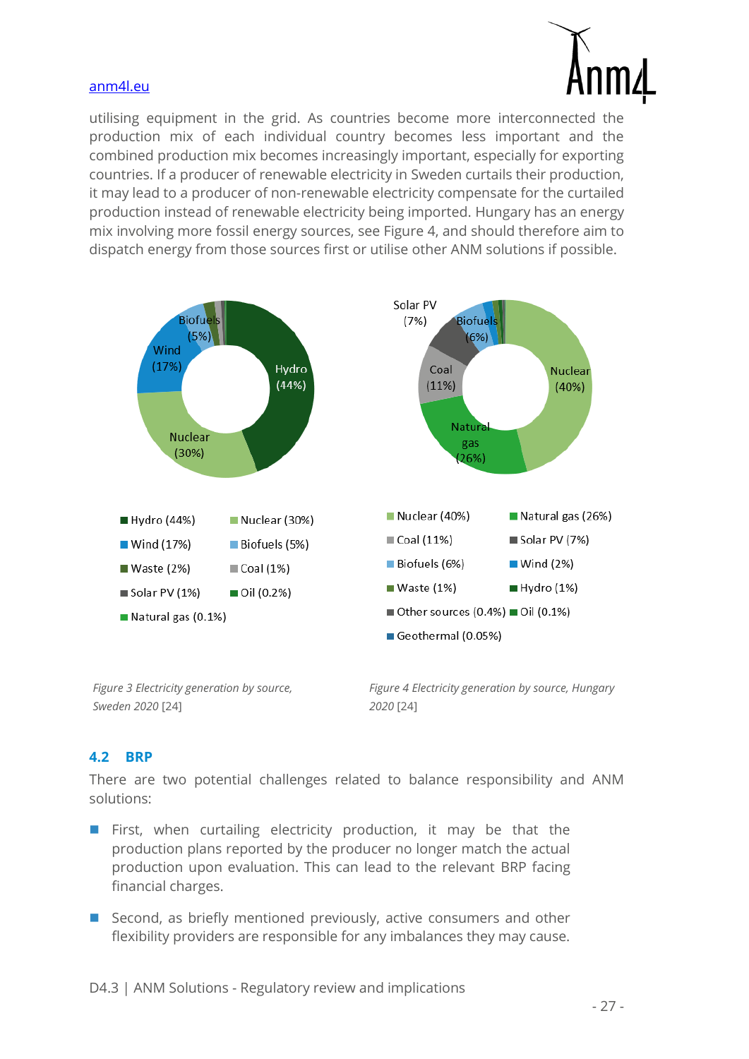utilising equipment in the grid. As countries become more interconnected the production mix of each individual country becomes less important and the combined production mix becomes increasingly important, especially for exporting countries. If a producer of renewable electricity in Sweden curtails their production, it may lead to a producer of non-renewable electricity compensate for the curtailed production instead of renewable electricity being imported. Hungary has an energy mix involving more fossil energy sources, see Figure 4, and should therefore aim to dispatch energy from those sources first or utilise other ANM solutions if possible.

Figure 3 Electricity generation by source, Sweden 2020 [24]

Figure 4 Electricity generation by source, Hungary 2020 [24]

## 4.2 BRP

There are two potential challenges related to balance responsibility and ANM solutions:

- First, when curtailing electricity production, it may be that the production plans reported by the producer no longer match the actual production upon evaluation. This can lead to the relevant BRP facing financial charges.
- Second, as briefly mentioned previously, active consumers and other flexibility providers are responsible for any imbalances they may cause.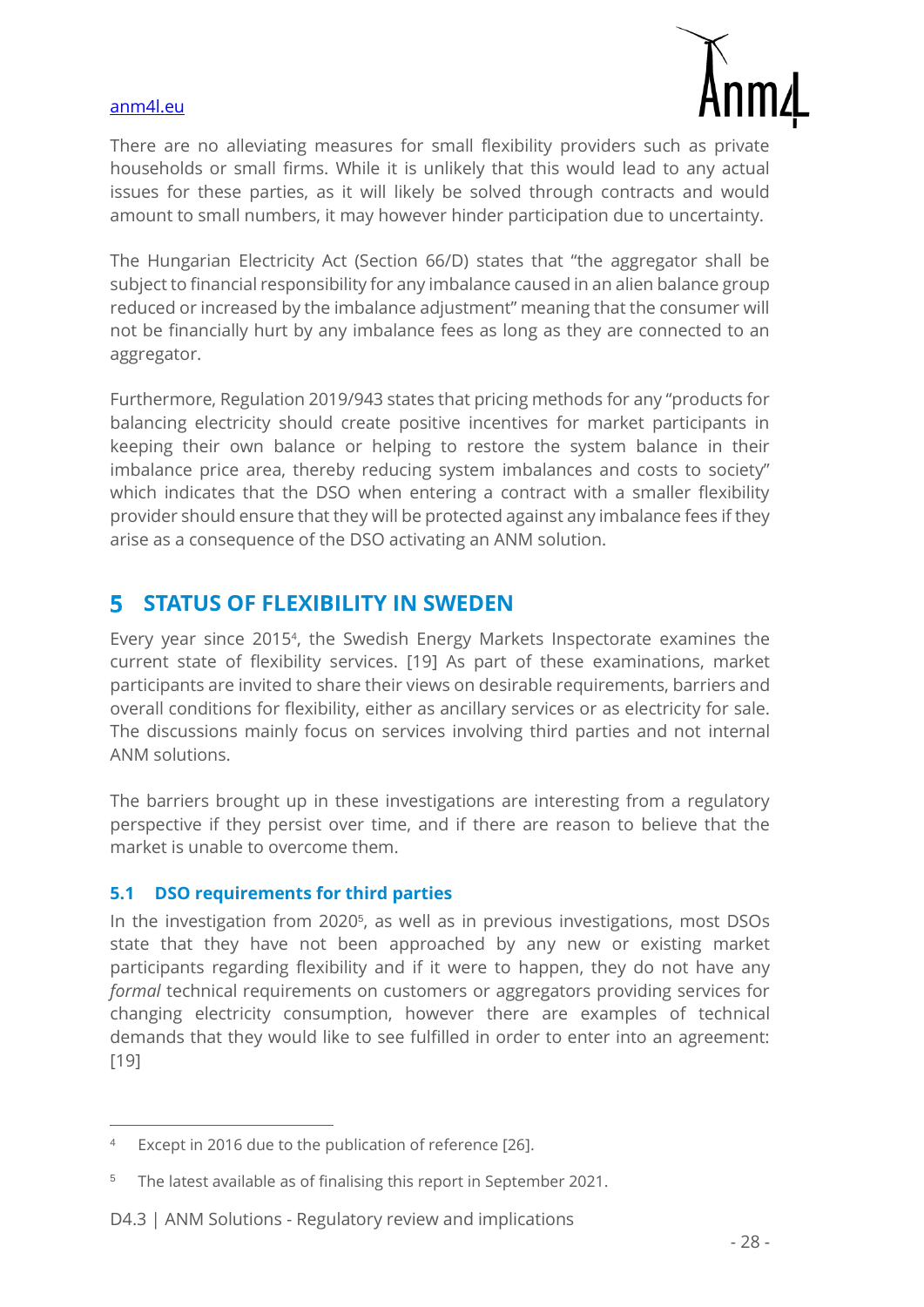There are no alleviating measures for small flexibility providers such as private households or small firms. While it is unlikely that this would lead to any actual issues for these parties, as it will likely be solved through contracts and would amount to small numbers, it may however hinder participation due to uncertainty.

The Hungarian Electricity Act (Section 66/D) states that "the aggregator shall be subject to financial responsibility for any imbalance caused in an alien balance group reduced or increased by the imbalance adjustment" meaning that the consumer will not be financially hurt by any imbalance fees as long as they are connected to an aggregator.

Furthermore, Regulation 2019/943 states that pricing methods for any "products for balancing electricity should create positive incentives for market participants in keeping their own balance or helping to restore the system balance in their imbalance price area, thereby reducing system imbalances and costs to society" which indicates that the DSO when entering a contract with a smaller flexibility provider should ensure that they will be protected against any imbalance fees if they arise as a consequence of the DSO activating an ANM solution.

# 5 STATUS OF FLEXIBILITY IN SWEDEN

Every year since 2015[4], the Swedish Energy Markets Inspectorate examines the current state of flexibility services. [19] As part of these examinations, market participants are invited to share their views on desirable requirements, barriers and overall conditions for flexibility, either as ancillary services or as electricity for sale. The discussions mainly focus on services involving third parties and not internal ANM solutions.

The barriers brought up in these investigations are interesting from a regulatory perspective if they persist over time, and if there are reason to believe that the market is unable to overcome them.

## 5.1 DSO requirements for third parties

In the investigation from 2020[5], as well as in previous investigations, most DSOs state that they have not been approached by any new or existing market participants regarding flexibility and if it were to happen, they do not have any *formal* technical requirements on customers or aggregators providing services for changing electricity consumption, however there are examples of technical demands that they would like to see fulfilled in order to enter into an agreement: [19]

---

[4] Except in 2016 due to the publication of reference [26].

[5] The latest available as of finalising this report in September 2021.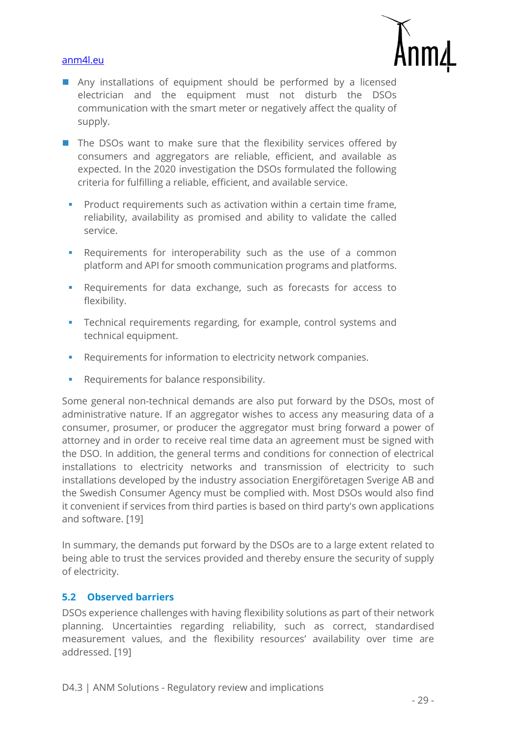- Any installations of equipment should be performed by a licensed electrician and the equipment must not disturb the DSOs communication with the smart meter or negatively affect the quality of supply.

- The DSOs want to make sure that the flexibility services offered by consumers and aggregators are reliable, efficient, and available as expected. In the 2020 investigation the DSOs formulated the following criteria for fulfilling a reliable, efficient, and available service.

  - Product requirements such as activation within a certain time frame, reliability, availability as promised and ability to validate the called service.

  - Requirements for interoperability such as the use of a common platform and API for smooth communication programs and platforms.

  - Requirements for data exchange, such as forecasts for access to flexibility.

  - Technical requirements regarding, for example, control systems and technical equipment.

  - Requirements for information to electricity network companies.

  - Requirements for balance responsibility.

Some general non-technical demands are also put forward by the DSOs, most of administrative nature. If an aggregator wishes to access any measuring data of a consumer, prosumer, or producer the aggregator must bring forward a power of attorney and in order to receive real time data an agreement must be signed with the DSO. In addition, the general terms and conditions for connection of electrical installations to electricity networks and transmission of electricity to such installations developed by the industry association Energiföretagen Sverige AB and the Swedish Consumer Agency must be complied with. Most DSOs would also find it convenient if services from third parties is based on third party's own applications and software. [19]

In summary, the demands put forward by the DSOs are to a large extent related to being able to trust the services provided and thereby ensure the security of supply of electricity.

### 5.2 Observed barriers

DSOs experience challenges with having flexibility solutions as part of their network planning. Uncertainties regarding reliability, such as correct, standardised measurement values, and the flexibility resources' availability over time are addressed. [19]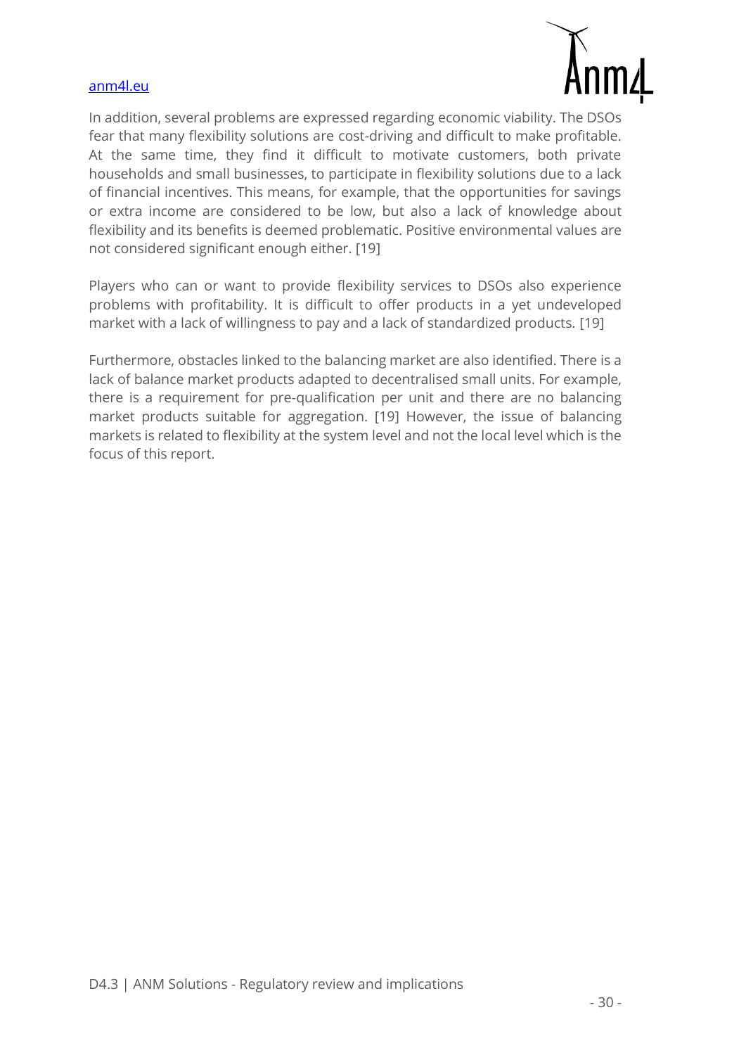In addition, several problems are expressed regarding economic viability. The DSOs fear that many flexibility solutions are cost-driving and difficult to make profitable. At the same time, they find it difficult to motivate customers, both private households and small businesses, to participate in flexibility solutions due to a lack of financial incentives. This means, for example, that the opportunities for savings or extra income are considered to be low, but also a lack of knowledge about flexibility and its benefits is deemed problematic. Positive environmental values are not considered significant enough either. [19]

Players who can or want to provide flexibility services to DSOs also experience problems with profitability. It is difficult to offer products in a yet undeveloped market with a lack of willingness to pay and a lack of standardized products. [19]

Furthermore, obstacles linked to the balancing market are also identified. There is a lack of balance market products adapted to decentralised small units. For example, there is a requirement for pre-qualification per unit and there are no balancing market products suitable for aggregation. [19] However, the issue of balancing markets is related to flexibility at the system level and not the local level which is the focus of this report.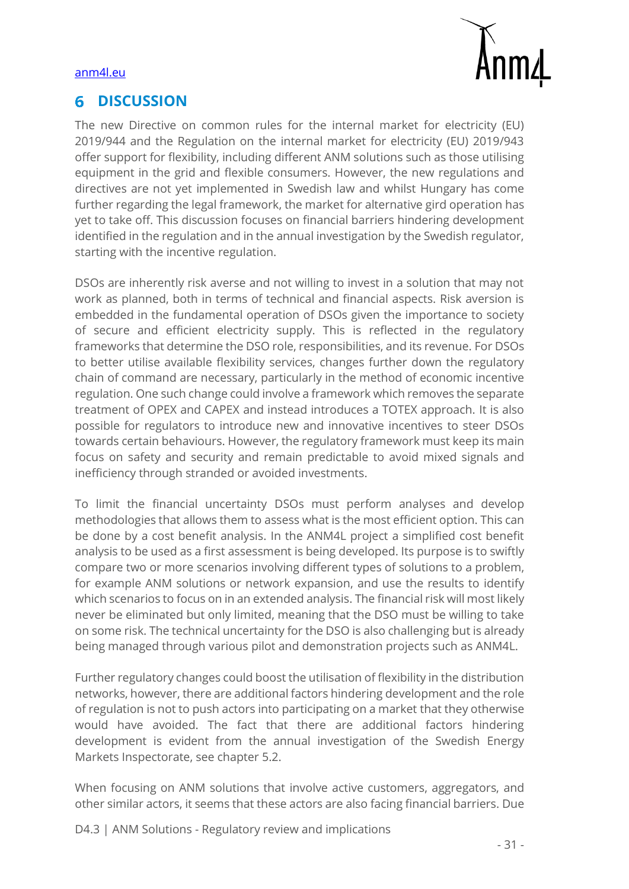# 6 DISCUSSION

The new Directive on common rules for the internal market for electricity (EU) 2019/944 and the Regulation on the internal market for electricity (EU) 2019/943 offer support for flexibility, including different ANM solutions such as those utilising equipment in the grid and flexible consumers. However, the new regulations and directives are not yet implemented in Swedish law and whilst Hungary has come further regarding the legal framework, the market for alternative gird operation has yet to take off. This discussion focuses on financial barriers hindering development identified in the regulation and in the annual investigation by the Swedish regulator, starting with the incentive regulation.

DSOs are inherently risk averse and not willing to invest in a solution that may not work as planned, both in terms of technical and financial aspects. Risk aversion is embedded in the fundamental operation of DSOs given the importance to society of secure and efficient electricity supply. This is reflected in the regulatory frameworks that determine the DSO role, responsibilities, and its revenue. For DSOs to better utilise available flexibility services, changes further down the regulatory chain of command are necessary, particularly in the method of economic incentive regulation. One such change could involve a framework which removes the separate treatment of OPEX and CAPEX and instead introduces a TOTEX approach. It is also possible for regulators to introduce new and innovative incentives to steer DSOs towards certain behaviours. However, the regulatory framework must keep its main focus on safety and security and remain predictable to avoid mixed signals and inefficiency through stranded or avoided investments.

To limit the financial uncertainty DSOs must perform analyses and develop methodologies that allows them to assess what is the most efficient option. This can be done by a cost benefit analysis. In the ANM4L project a simplified cost benefit analysis to be used as a first assessment is being developed. Its purpose is to swiftly compare two or more scenarios involving different types of solutions to a problem, for example ANM solutions or network expansion, and use the results to identify which scenarios to focus on in an extended analysis. The financial risk will most likely never be eliminated but only limited, meaning that the DSO must be willing to take on some risk. The technical uncertainty for the DSO is also challenging but is already being managed through various pilot and demonstration projects such as ANM4L.

Further regulatory changes could boost the utilisation of flexibility in the distribution networks, however, there are additional factors hindering development and the role of regulation is not to push actors into participating on a market that they otherwise would have avoided. The fact that there are additional factors hindering development is evident from the annual investigation of the Swedish Energy Markets Inspectorate, see chapter 5.2.

When focusing on ANM solutions that involve active customers, aggregators, and other similar actors, it seems that these actors are also facing financial barriers. Due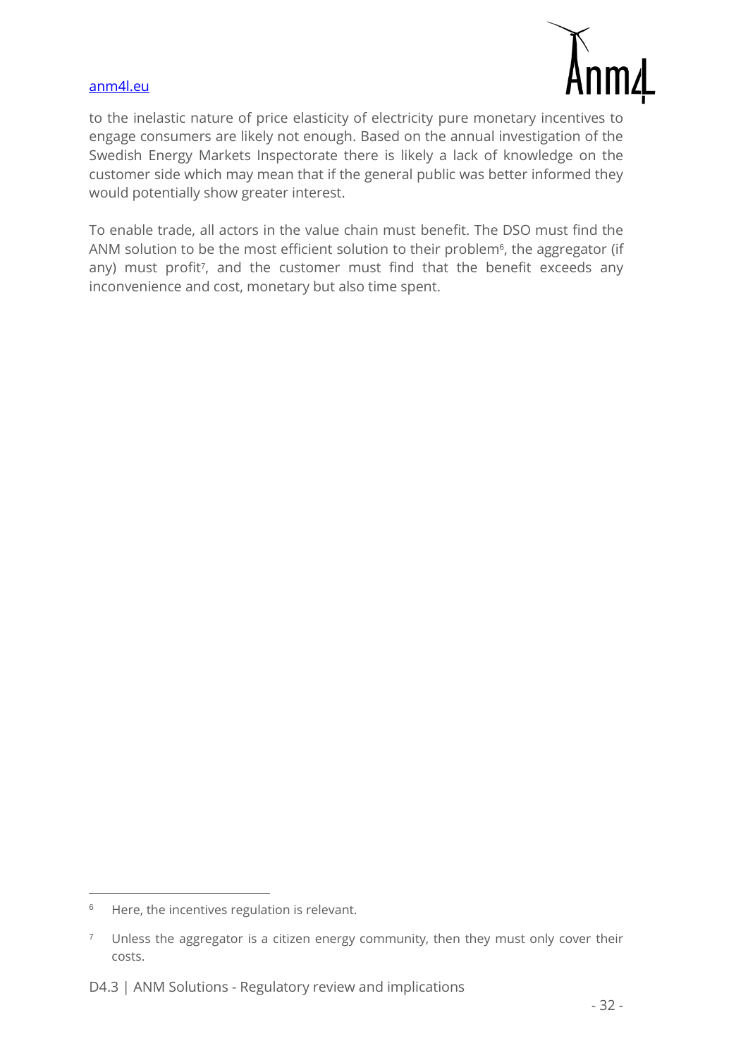to the inelastic nature of price elasticity of electricity pure monetary incentives to engage consumers are likely not enough. Based on the annual investigation of the Swedish Energy Markets Inspectorate there is likely a lack of knowledge on the customer side which may mean that if the general public was better informed they would potentially show greater interest.

To enable trade, all actors in the value chain must benefit. The DSO must find the ANM solution to be the most efficient solution to their problem[6], the aggregator (if any) must profit[7], and the customer must find that the benefit exceeds any inconvenience and cost, monetary but also time spent.

---

[6] Here, the incentives regulation is relevant.

[7] Unless the aggregator is a citizen energy community, then they must only cover their costs.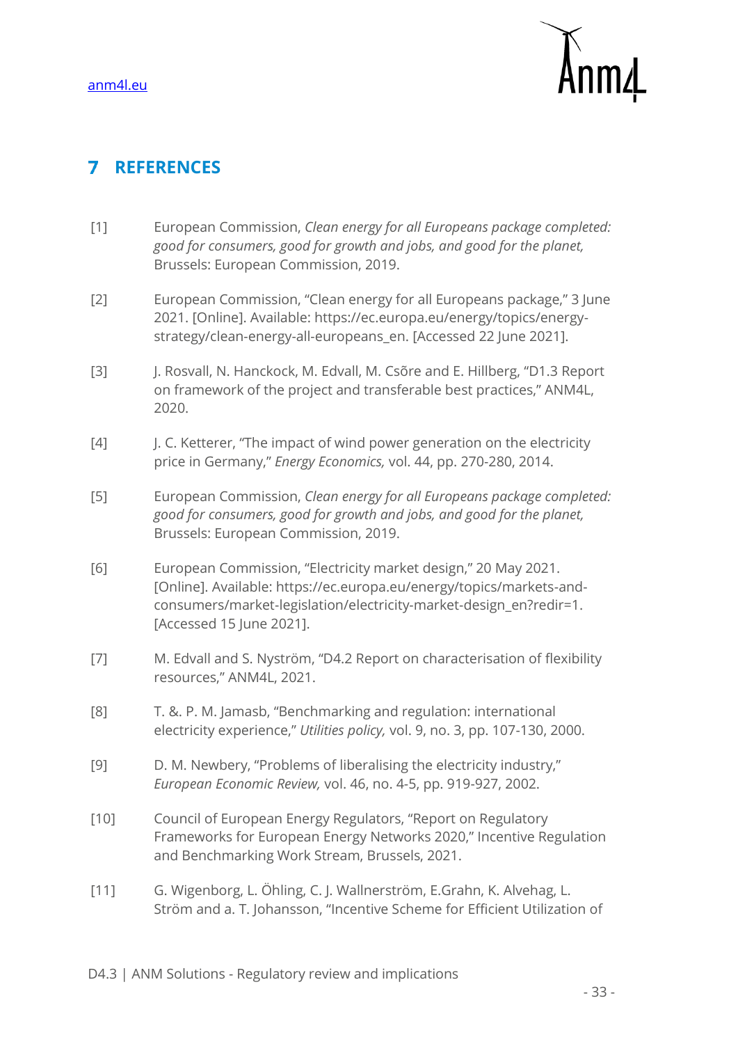## 7 REFERENCES

[1] European Commission, *Clean energy for all Europeans package completed: good for consumers, good for growth and jobs, and good for the planet,* Brussels: European Commission, 2019.

[2] European Commission, "Clean energy for all Europeans package," 3 June 2021. [Online]. Available: https://ec.europa.eu/energy/topics/energy-strategy/clean-energy-all-europeans_en. [Accessed 22 June 2021].

[3] J. Rosvall, N. Hanckock, M. Edvall, M. Csõre and E. Hillberg, "D1.3 Report on framework of the project and transferable best practices," ANM4L, 2020.

[4] J. C. Ketterer, "The impact of wind power generation on the electricity price in Germany," *Energy Economics,* vol. 44, pp. 270-280, 2014.

[5] European Commission, *Clean energy for all Europeans package completed: good for consumers, good for growth and jobs, and good for the planet,* Brussels: European Commission, 2019.

[6] European Commission, "Electricity market design," 20 May 2021. [Online]. Available: https://ec.europa.eu/energy/topics/markets-and-consumers/market-legislation/electricity-market-design_en?redir=1. [Accessed 15 June 2021].

[7] M. Edvall and S. Nyström, "D4.2 Report on characterisation of flexibility resources," ANM4L, 2021.

[8] T. &. P. M. Jamasb, "Benchmarking and regulation: international electricity experience," *Utilities policy,* vol. 9, no. 3, pp. 107-130, 2000.

[9] D. M. Newbery, "Problems of liberalising the electricity industry," *European Economic Review,* vol. 46, no. 4-5, pp. 919-927, 2002.

[10] Council of European Energy Regulators, "Report on Regulatory Frameworks for European Energy Networks 2020," Incentive Regulation and Benchmarking Work Stream, Brussels, 2021.

[11] G. Wigenborg, L. Öhling, C. J. Wallnerström, E.Grahn, K. Alvehag, L. Ström and a. T. Johansson, "Incentive Scheme for Efficient Utilization of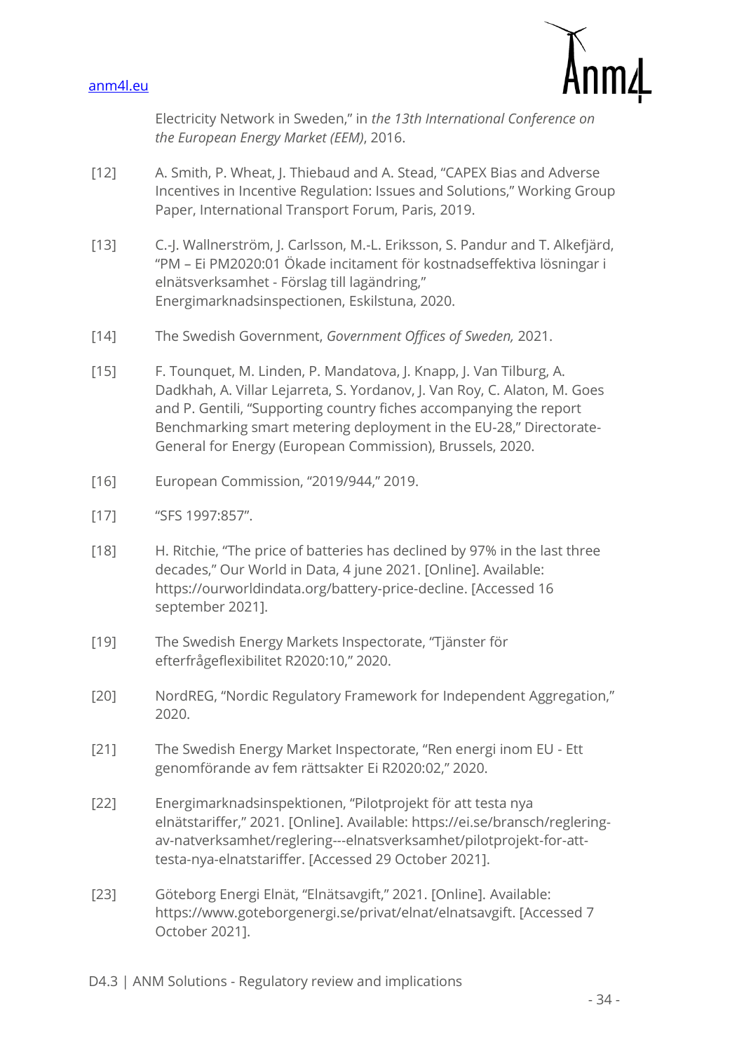Electricity Network in Sweden," in *the 13th International Conference on the European Energy Market (EEM)*, 2016.

[12] A. Smith, P. Wheat, J. Thiebaud and A. Stead, "CAPEX Bias and Adverse Incentives in Incentive Regulation: Issues and Solutions," Working Group Paper, International Transport Forum, Paris, 2019.

[13] C.-J. Wallnerström, J. Carlsson, M.-L. Eriksson, S. Pandur and T. Alkefjärd, "PM – Ei PM2020:01 Ökade incitament för kostnadseffektiva lösningar i elnätsverksamhet - Förslag till lagändring," Energimarknadsinspectionen, Eskilstuna, 2020.

[14] The Swedish Government, *Government Offices of Sweden,* 2021.

[15] F. Tounquet, M. Linden, P. Mandatova, J. Knapp, J. Van Tilburg, A. Dadkhah, A. Villar Lejarreta, S. Yordanov, J. Van Roy, C. Alaton, M. Goes and P. Gentili, "Supporting country fiches accompanying the report Benchmarking smart metering deployment in the EU-28," Directorate-General for Energy (European Commission), Brussels, 2020.

[16] European Commission, "2019/944," 2019.

[17] "SFS 1997:857".

[18] H. Ritchie, "The price of batteries has declined by 97% in the last three decades," Our World in Data, 4 june 2021. [Online]. Available: https://ourworldindata.org/battery-price-decline. [Accessed 16 september 2021].

[19] The Swedish Energy Markets Inspectorate, "Tjänster för efterfrågeflexibilitet R2020:10," 2020.

[20] NordREG, "Nordic Regulatory Framework for Independent Aggregation," 2020.

[21] The Swedish Energy Market Inspectorate, "Ren energi inom EU - Ett genomförande av fem rättsakter Ei R2020:02," 2020.

[22] Energimarknadsinspektionen, "Pilotprojekt för att testa nya elnätstariffer," 2021. [Online]. Available: https://ei.se/bransch/reglering-av-natverksamhet/reglering---elnatsverksamhet/pilotprojekt-for-att-testa-nya-elnatstariffer. [Accessed 29 October 2021].

[23] Göteborg Energi Elnät, "Elnätsavgift," 2021. [Online]. Available: https://www.goteborgenergi.se/privat/elnat/elnatsavgift. [Accessed 7 October 2021].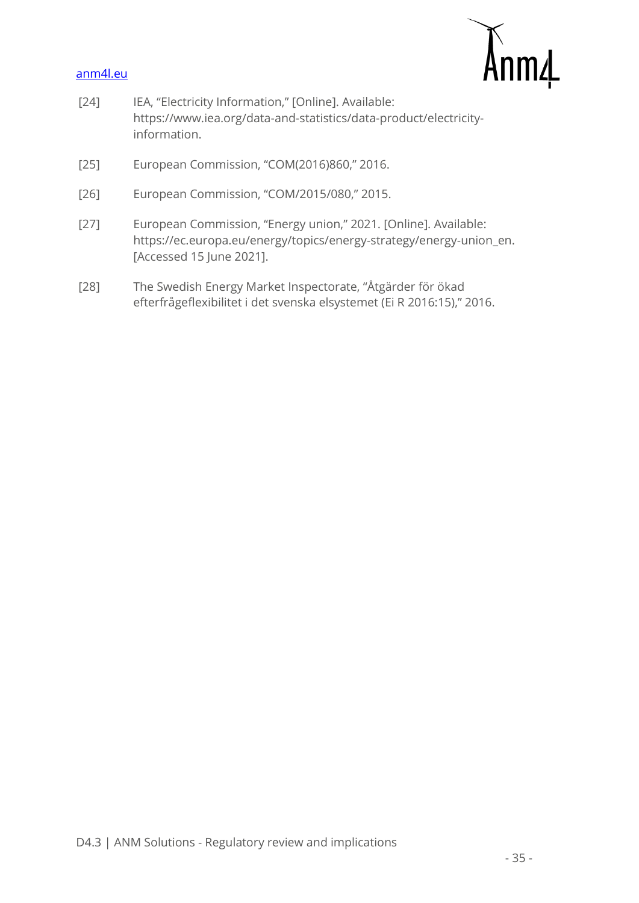[24] IEA, "Electricity Information," [Online]. Available: https://www.iea.org/data-and-statistics/data-product/electricity-information.

[25] European Commission, "COM(2016)860," 2016.

[26] European Commission, "COM/2015/080," 2015.

[27] European Commission, "Energy union," 2021. [Online]. Available: https://ec.europa.eu/energy/topics/energy-strategy/energy-union_en. [Accessed 15 June 2021].

[28] The Swedish Energy Market Inspectorate, "Åtgärder för ökad efterfrågeflexibilitet i det svenska elsystemet (Ei R 2016:15)," 2016.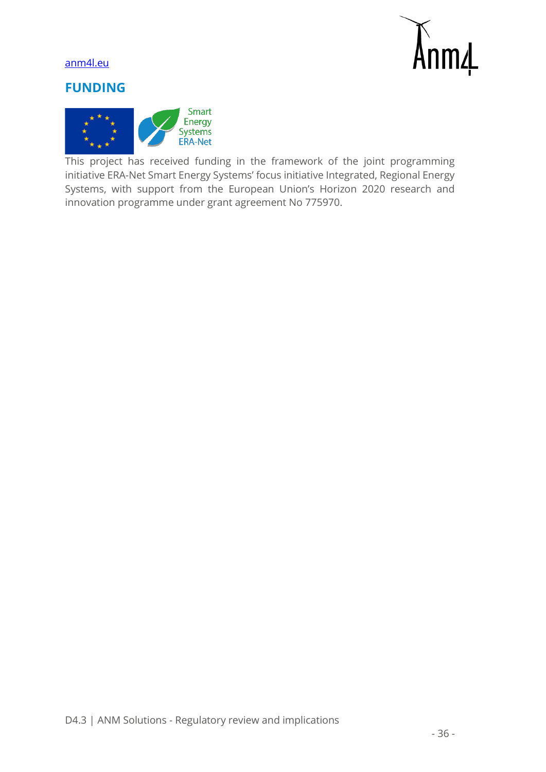anm4l.eu

## FUNDING

This project has received funding in the framework of the joint programming initiative ERA-Net Smart Energy Systems' focus initiative Integrated, Regional Energy Systems, with support from the European Union's Horizon 2020 research and innovation programme under grant agreement No 775970.